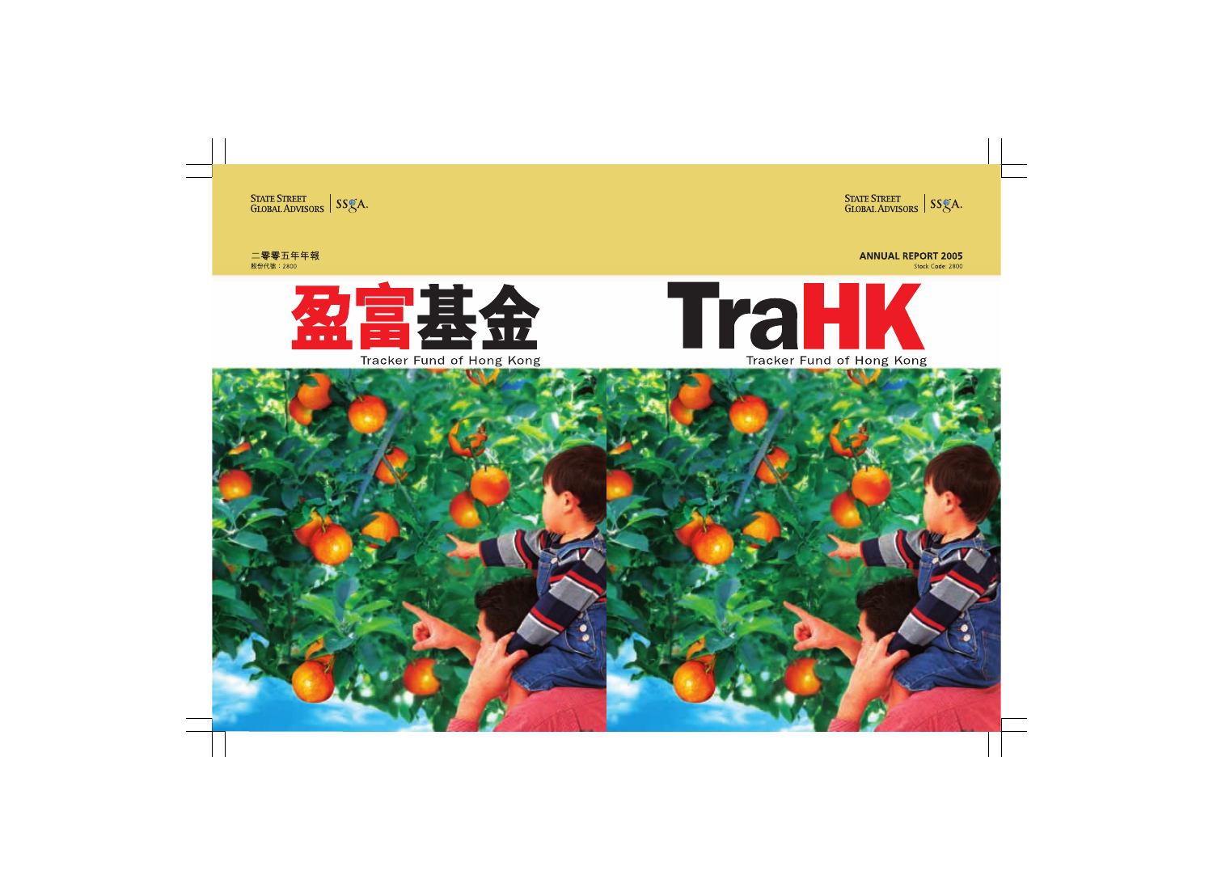STATE STREET GLOBAL ADVISORS | SSgA.

二零零五年年報

股份代號：2800

# 盈富基金

Tracker Fund of Hong Kong

STATE STREET GLOBAL ADVISORS | SSgA.

**ANNUAL REPORT 2005**

Stock Code: 2800

# TraHK

Tracker Fund of Hong Kong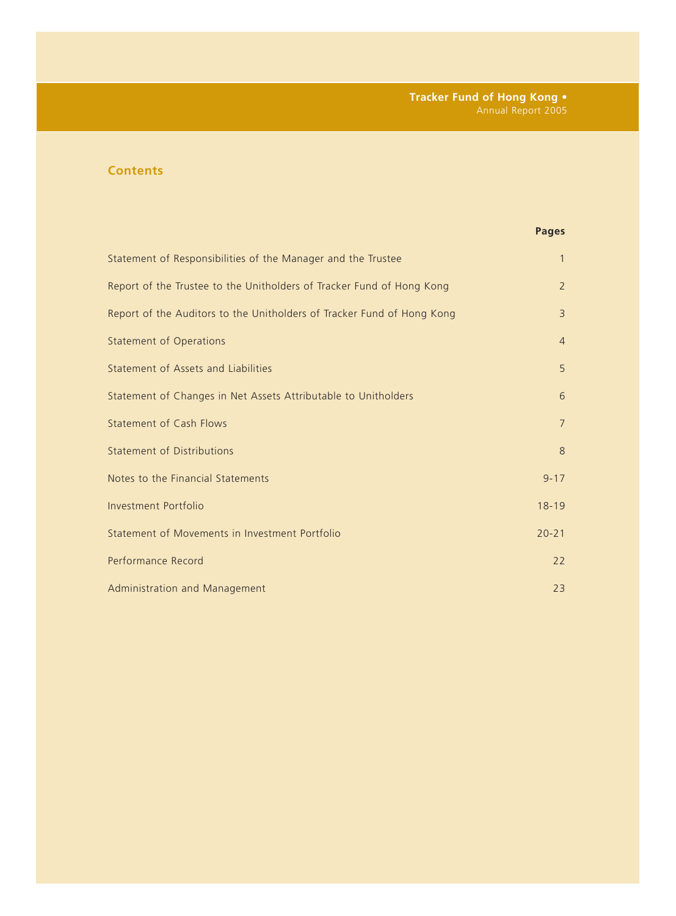## Contents

| | Pages |
|---|---|
| Statement of Responsibilities of the Manager and the Trustee | 1 |
| Report of the Trustee to the Unitholders of Tracker Fund of Hong Kong | 2 |
| Report of the Auditors to the Unitholders of Tracker Fund of Hong Kong | 3 |
| Statement of Operations | 4 |
| Statement of Assets and Liabilities | 5 |
| Statement of Changes in Net Assets Attributable to Unitholders | 6 |
| Statement of Cash Flows | 7 |
| Statement of Distributions | 8 |
| Notes to the Financial Statements | 9-17 |
| Investment Portfolio | 18-19 |
| Statement of Movements in Investment Portfolio | 20-21 |
| Performance Record | 22 |
| Administration and Management | 23 |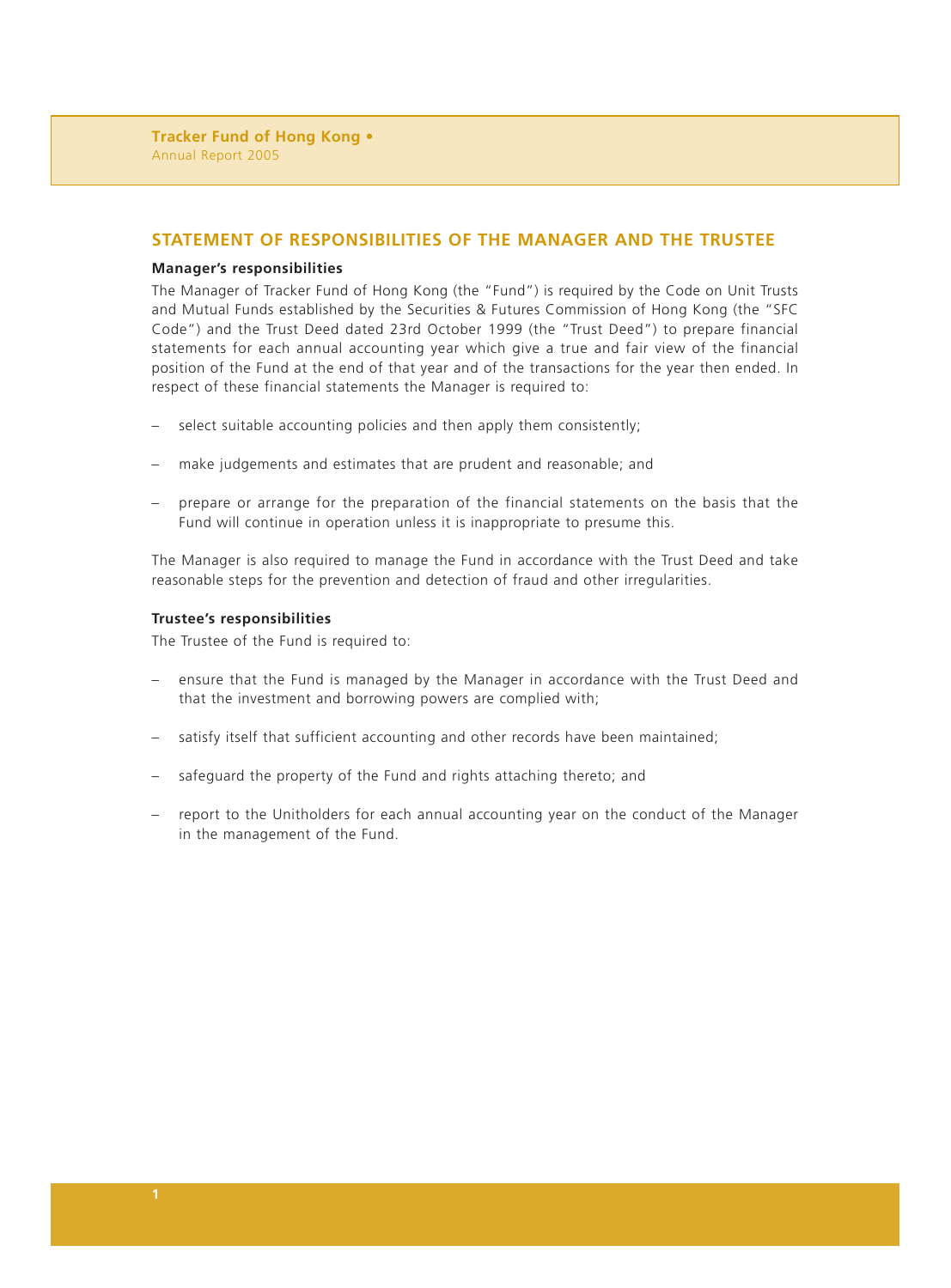## STATEMENT OF RESPONSIBILITIES OF THE MANAGER AND THE TRUSTEE

**Manager's responsibilities**

The Manager of Tracker Fund of Hong Kong (the "Fund") is required by the Code on Unit Trusts and Mutual Funds established by the Securities & Futures Commission of Hong Kong (the "SFC Code") and the Trust Deed dated 23rd October 1999 (the "Trust Deed") to prepare financial statements for each annual accounting year which give a true and fair view of the financial position of the Fund at the end of that year and of the transactions for the year then ended. In respect of these financial statements the Manager is required to:

- select suitable accounting policies and then apply them consistently;
- make judgements and estimates that are prudent and reasonable; and
- prepare or arrange for the preparation of the financial statements on the basis that the Fund will continue in operation unless it is inappropriate to presume this.

The Manager is also required to manage the Fund in accordance with the Trust Deed and take reasonable steps for the prevention and detection of fraud and other irregularities.

**Trustee's responsibilities**

The Trustee of the Fund is required to:

- ensure that the Fund is managed by the Manager in accordance with the Trust Deed and that the investment and borrowing powers are complied with;
- satisfy itself that sufficient accounting and other records have been maintained;
- safeguard the property of the Fund and rights attaching thereto; and
- report to the Unitholders for each annual accounting year on the conduct of the Manager in the management of the Fund.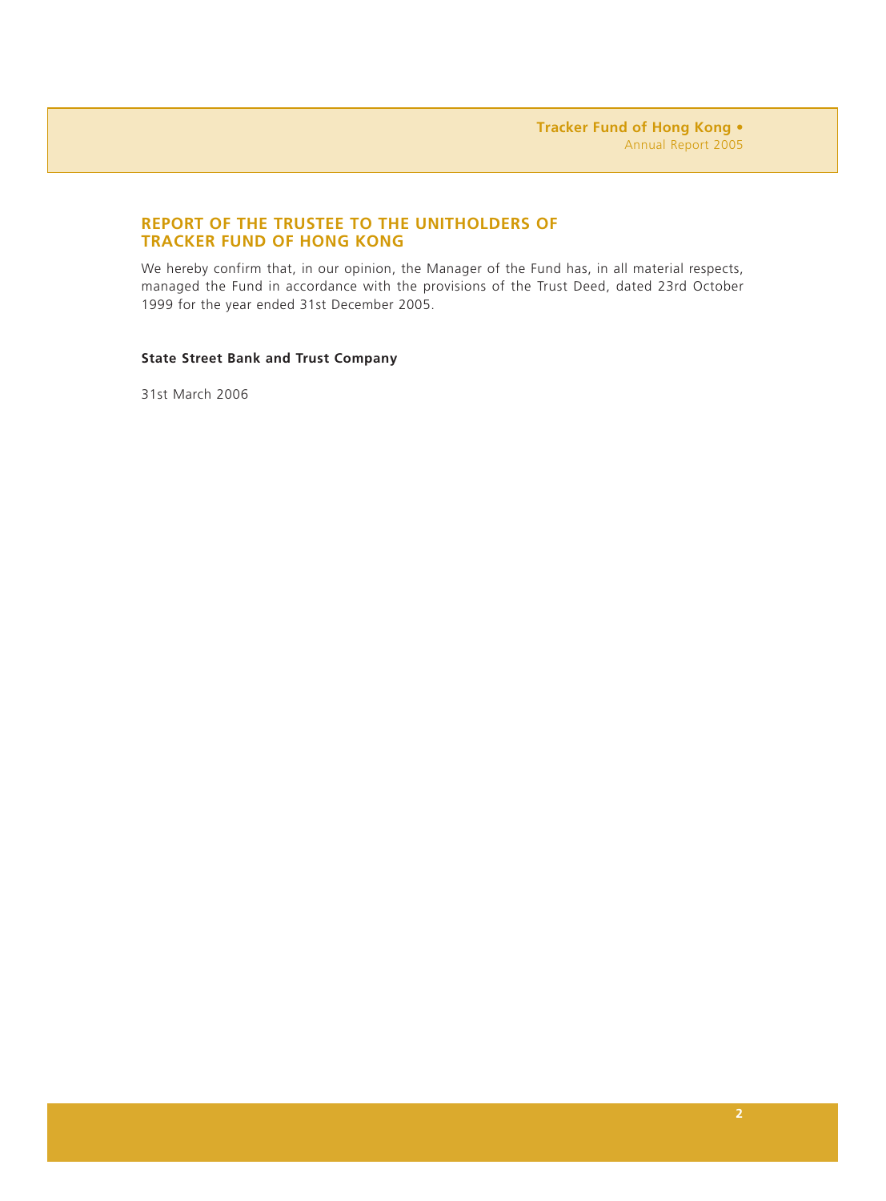## REPORT OF THE TRUSTEE TO THE UNITHOLDERS OF TRACKER FUND OF HONG KONG

We hereby confirm that, in our opinion, the Manager of the Fund has, in all material respects, managed the Fund in accordance with the provisions of the Trust Deed, dated 23rd October 1999 for the year ended 31st December 2005.

**State Street Bank and Trust Company**

31st March 2006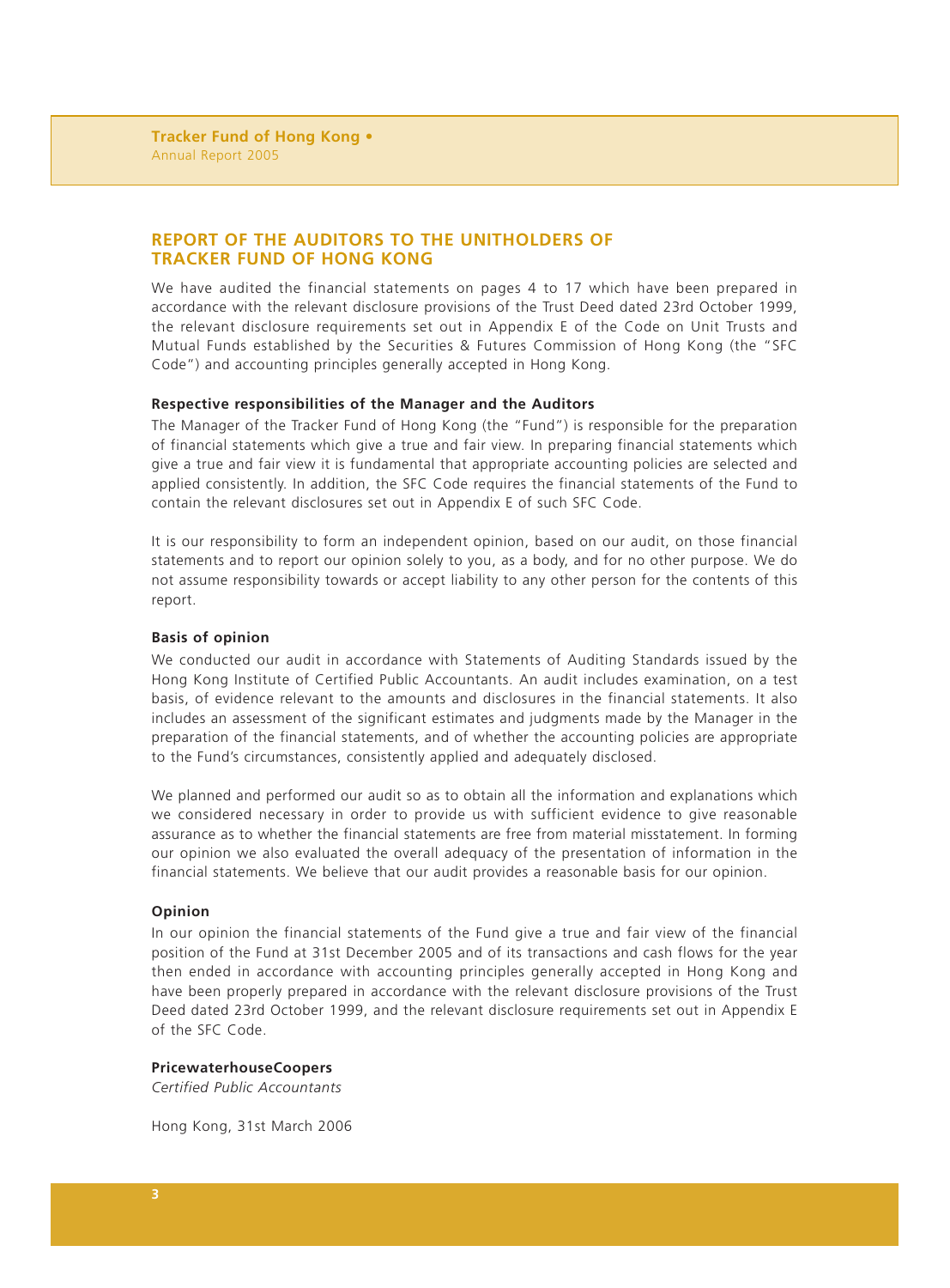## REPORT OF THE AUDITORS TO THE UNITHOLDERS OF TRACKER FUND OF HONG KONG

We have audited the financial statements on pages 4 to 17 which have been prepared in accordance with the relevant disclosure provisions of the Trust Deed dated 23rd October 1999, the relevant disclosure requirements set out in Appendix E of the Code on Unit Trusts and Mutual Funds established by the Securities & Futures Commission of Hong Kong (the "SFC Code") and accounting principles generally accepted in Hong Kong.

**Respective responsibilities of the Manager and the Auditors**

The Manager of the Tracker Fund of Hong Kong (the "Fund") is responsible for the preparation of financial statements which give a true and fair view. In preparing financial statements which give a true and fair view it is fundamental that appropriate accounting policies are selected and applied consistently. In addition, the SFC Code requires the financial statements of the Fund to contain the relevant disclosures set out in Appendix E of such SFC Code.

It is our responsibility to form an independent opinion, based on our audit, on those financial statements and to report our opinion solely to you, as a body, and for no other purpose. We do not assume responsibility towards or accept liability to any other person for the contents of this report.

**Basis of opinion**

We conducted our audit in accordance with Statements of Auditing Standards issued by the Hong Kong Institute of Certified Public Accountants. An audit includes examination, on a test basis, of evidence relevant to the amounts and disclosures in the financial statements. It also includes an assessment of the significant estimates and judgments made by the Manager in the preparation of the financial statements, and of whether the accounting policies are appropriate to the Fund's circumstances, consistently applied and adequately disclosed.

We planned and performed our audit so as to obtain all the information and explanations which we considered necessary in order to provide us with sufficient evidence to give reasonable assurance as to whether the financial statements are free from material misstatement. In forming our opinion we also evaluated the overall adequacy of the presentation of information in the financial statements. We believe that our audit provides a reasonable basis for our opinion.

**Opinion**

In our opinion the financial statements of the Fund give a true and fair view of the financial position of the Fund at 31st December 2005 and of its transactions and cash flows for the year then ended in accordance with accounting principles generally accepted in Hong Kong and have been properly prepared in accordance with the relevant disclosure provisions of the Trust Deed dated 23rd October 1999, and the relevant disclosure requirements set out in Appendix E of the SFC Code.

**PricewaterhouseCoopers**
*Certified Public Accountants*

Hong Kong, 31st March 2006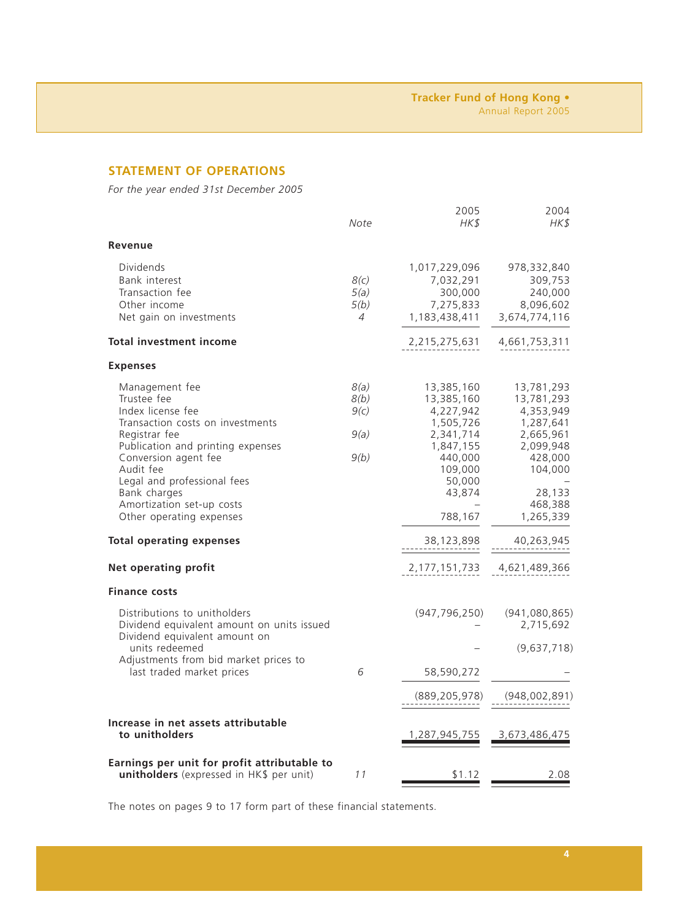## STATEMENT OF OPERATIONS

*For the year ended 31st December 2005*

| | Note | 2005 HK$ | 2004 HK$ |
|---|---|---|---|
| **Revenue** | | | |
| Dividends | | 1,017,229,096 | 978,332,840 |
| Bank interest | 8(c) | 7,032,291 | 309,753 |
| Transaction fee | 5(a) | 300,000 | 240,000 |
| Other income | 5(b) | 7,275,833 | 8,096,602 |
| Net gain on investments | 4 | 1,183,438,411 | 3,674,774,116 |
| **Total investment income** | | 2,215,275,631 | 4,661,753,311 |
| **Expenses** | | | |
| Management fee | 8(a) | 13,385,160 | 13,781,293 |
| Trustee fee | 8(b) | 13,385,160 | 13,781,293 |
| Index license fee | 9(c) | 4,227,942 | 4,353,949 |
| Transaction costs on investments | | 1,505,726 | 1,287,641 |
| Registrar fee | 9(a) | 2,341,714 | 2,665,961 |
| Publication and printing expenses | | 1,847,155 | 2,099,948 |
| Conversion agent fee | 9(b) | 440,000 | 428,000 |
| Audit fee | | 109,000 | 104,000 |
| Legal and professional fees | | 50,000 | – |
| Bank charges | | 43,874 | 28,133 |
| Amortization set-up costs | | – | 468,388 |
| Other operating expenses | | 788,167 | 1,265,339 |
| **Total operating expenses** | | 38,123,898 | 40,263,945 |
| **Net operating profit** | | 2,177,151,733 | 4,621,489,366 |
| **Finance costs** | | | |
| Distributions to unitholders | | (947,796,250) | (941,080,865) |
| Dividend equivalent amount on units issued | | – | 2,715,692 |
| Dividend equivalent amount on units redeemed | | – | (9,637,718) |
| Adjustments from bid market prices to last traded market prices | 6 | 58,590,272 | – |
| | | (889,205,978) | (948,002,891) |
| **Increase in net assets attributable to unitholders** | | 1,287,945,755 | 3,673,486,475 |
| **Earnings per unit for profit attributable to unitholders** (expressed in HK$ per unit) | 11 | $1.12 | 2.08 |

The notes on pages 9 to 17 form part of these financial statements.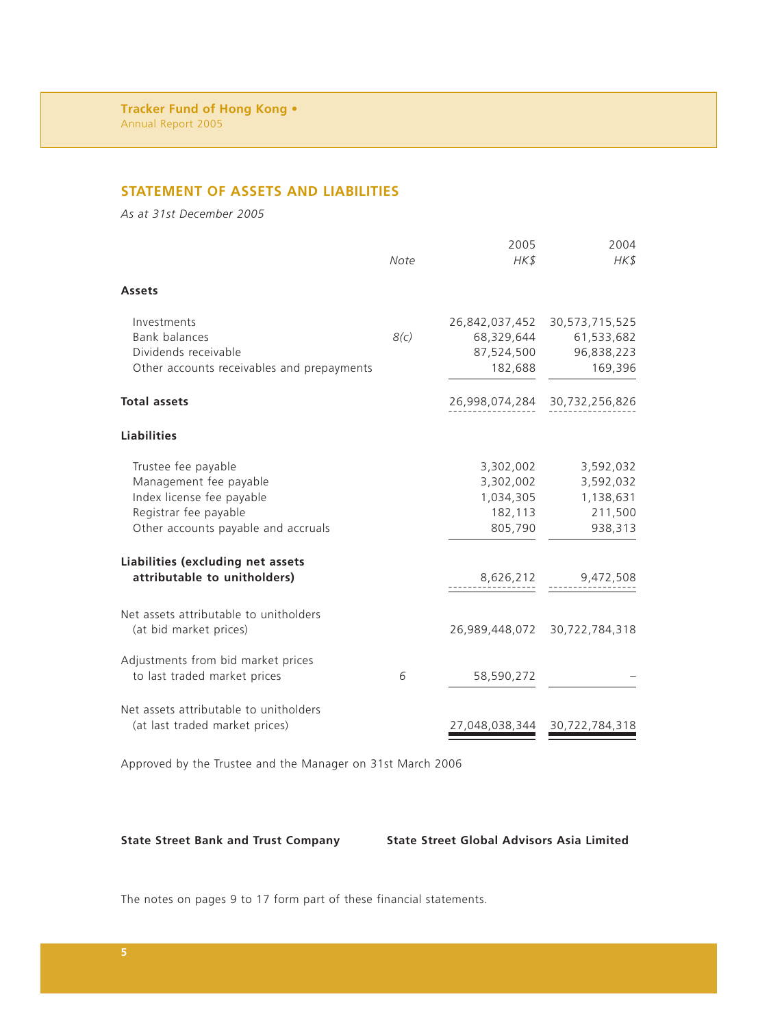## STATEMENT OF ASSETS AND LIABILITIES

*As at 31st December 2005*

| | *Note* | 2005 *HK$* | 2004 *HK$* |
|---|---|---|---|
| **Assets** | | | |
| Investments | | 26,842,037,452 | 30,573,715,525 |
| Bank balances | *8(c)* | 68,329,644 | 61,533,682 |
| Dividends receivable | | 87,524,500 | 96,838,223 |
| Other accounts receivables and prepayments | | 182,688 | 169,396 |
| **Total assets** | | 26,998,074,284 | 30,732,256,826 |
| **Liabilities** | | | |
| Trustee fee payable | | 3,302,002 | 3,592,032 |
| Management fee payable | | 3,302,002 | 3,592,032 |
| Index license fee payable | | 1,034,305 | 1,138,631 |
| Registrar fee payable | | 182,113 | 211,500 |
| Other accounts payable and accruals | | 805,790 | 938,313 |
| **Liabilities (excluding net assets attributable to unitholders)** | | 8,626,212 | 9,472,508 |
| Net assets attributable to unitholders (at bid market prices) | | 26,989,448,072 | 30,722,784,318 |
| Adjustments from bid market prices to last traded market prices | 6 | 58,590,272 | – |
| Net assets attributable to unitholders (at last traded market prices) | | 27,048,038,344 | 30,722,784,318 |

Approved by the Trustee and the Manager on 31st March 2006

**State Street Bank and Trust Company**

**State Street Global Advisors Asia Limited**

The notes on pages 9 to 17 form part of these financial statements.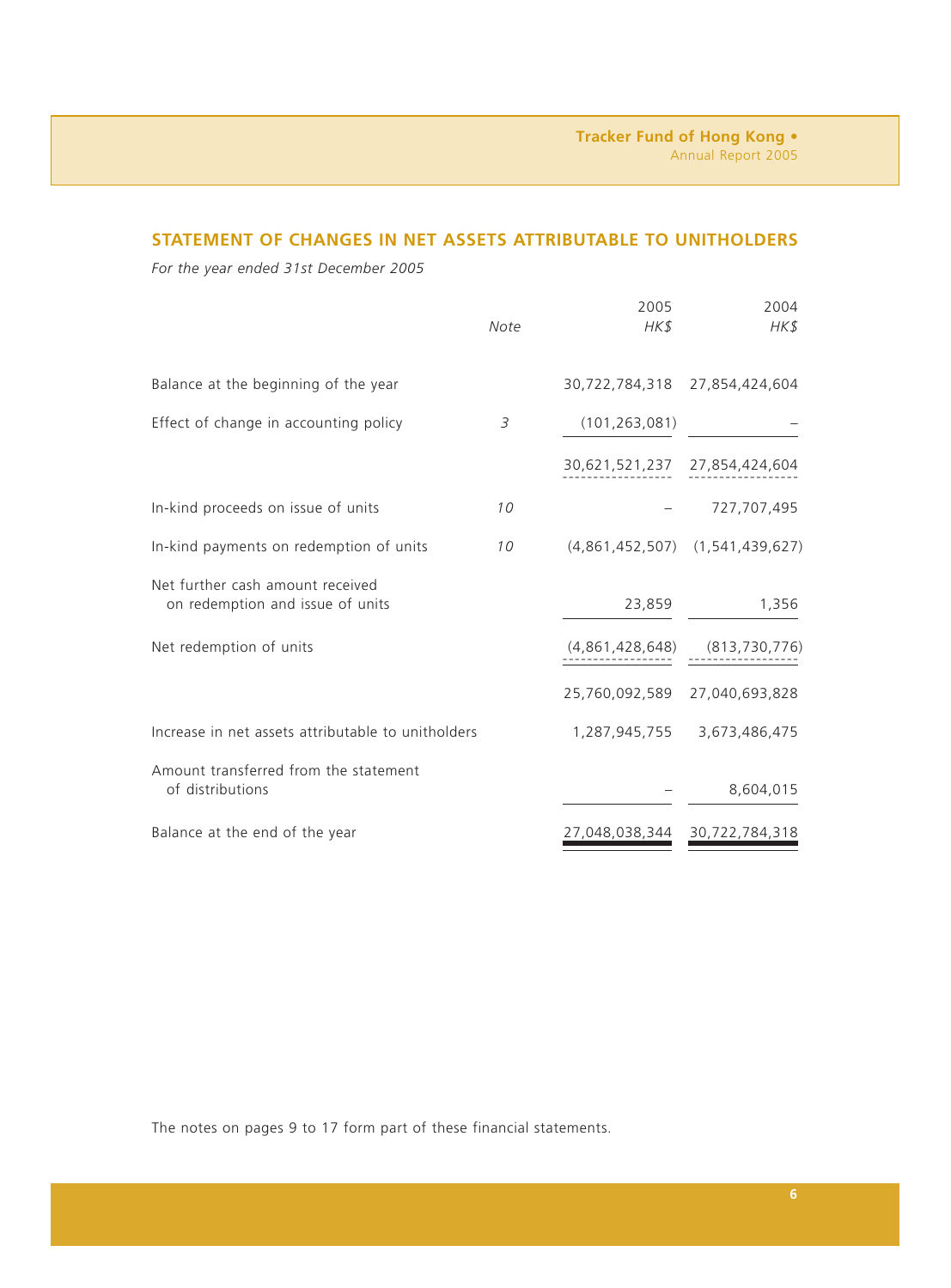## STATEMENT OF CHANGES IN NET ASSETS ATTRIBUTABLE TO UNITHOLDERS

*For the year ended 31st December 2005*

| | *Note* | 2005 *HK$* | 2004 *HK$* |
|---|---|---|---|
| Balance at the beginning of the year | | 30,722,784,318 | 27,854,424,604 |
| Effect of change in accounting policy | *3* | (101,263,081) | – |
| | | 30,621,521,237 | 27,854,424,604 |
| In-kind proceeds on issue of units | *10* | – | 727,707,495 |
| In-kind payments on redemption of units | *10* | (4,861,452,507) | (1,541,439,627) |
| Net further cash amount received on redemption and issue of units | | 23,859 | 1,356 |
| Net redemption of units | | (4,861,428,648) | (813,730,776) |
| | | 25,760,092,589 | 27,040,693,828 |
| Increase in net assets attributable to unitholders | | 1,287,945,755 | 3,673,486,475 |
| Amount transferred from the statement of distributions | | – | 8,604,015 |
| Balance at the end of the year | | 27,048,038,344 | 30,722,784,318 |

The notes on pages 9 to 17 form part of these financial statements.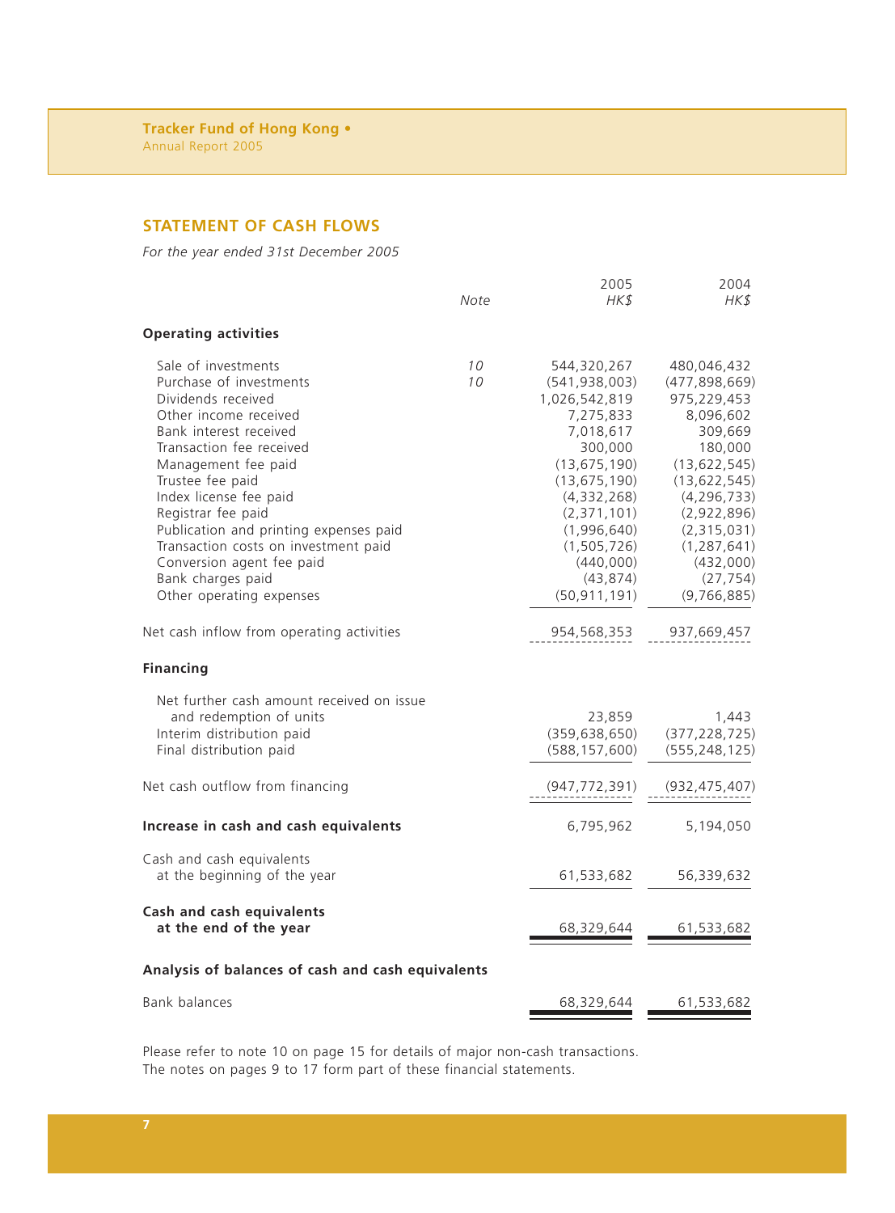## STATEMENT OF CASH FLOWS

*For the year ended 31st December 2005*

| | Note | 2005 HK$ | 2004 HK$ |
|---|---|---|---|
| **Operating activities** | | | |
| Sale of investments | 10 | 544,320,267 | 480,046,432 |
| Purchase of investments | 10 | (541,938,003) | (477,898,669) |
| Dividends received | | 1,026,542,819 | 975,229,453 |
| Other income received | | 7,275,833 | 8,096,602 |
| Bank interest received | | 7,018,617 | 309,669 |
| Transaction fee received | | 300,000 | 180,000 |
| Management fee paid | | (13,675,190) | (13,622,545) |
| Trustee fee paid | | (13,675,190) | (13,622,545) |
| Index license fee paid | | (4,332,268) | (4,296,733) |
| Registrar fee paid | | (2,371,101) | (2,922,896) |
| Publication and printing expenses paid | | (1,996,640) | (2,315,031) |
| Transaction costs on investment paid | | (1,505,726) | (1,287,641) |
| Conversion agent fee paid | | (440,000) | (432,000) |
| Bank charges paid | | (43,874) | (27,754) |
| Other operating expenses | | (50,911,191) | (9,766,885) |
| Net cash inflow from operating activities | | 954,568,353 | 937,669,457 |
| **Financing** | | | |
| Net further cash amount received on issue and redemption of units | | 23,859 | 1,443 |
| Interim distribution paid | | (359,638,650) | (377,228,725) |
| Final distribution paid | | (588,157,600) | (555,248,125) |
| Net cash outflow from financing | | (947,772,391) | (932,475,407) |
| **Increase in cash and cash equivalents** | | 6,795,962 | 5,194,050 |
| Cash and cash equivalents at the beginning of the year | | 61,533,682 | 56,339,632 |
| **Cash and cash equivalents at the end of the year** | | 68,329,644 | 61,533,682 |
| **Analysis of balances of cash and cash equivalents** | | | |
| Bank balances | | 68,329,644 | 61,533,682 |

Please refer to note 10 on page 15 for details of major non-cash transactions.
The notes on pages 9 to 17 form part of these financial statements.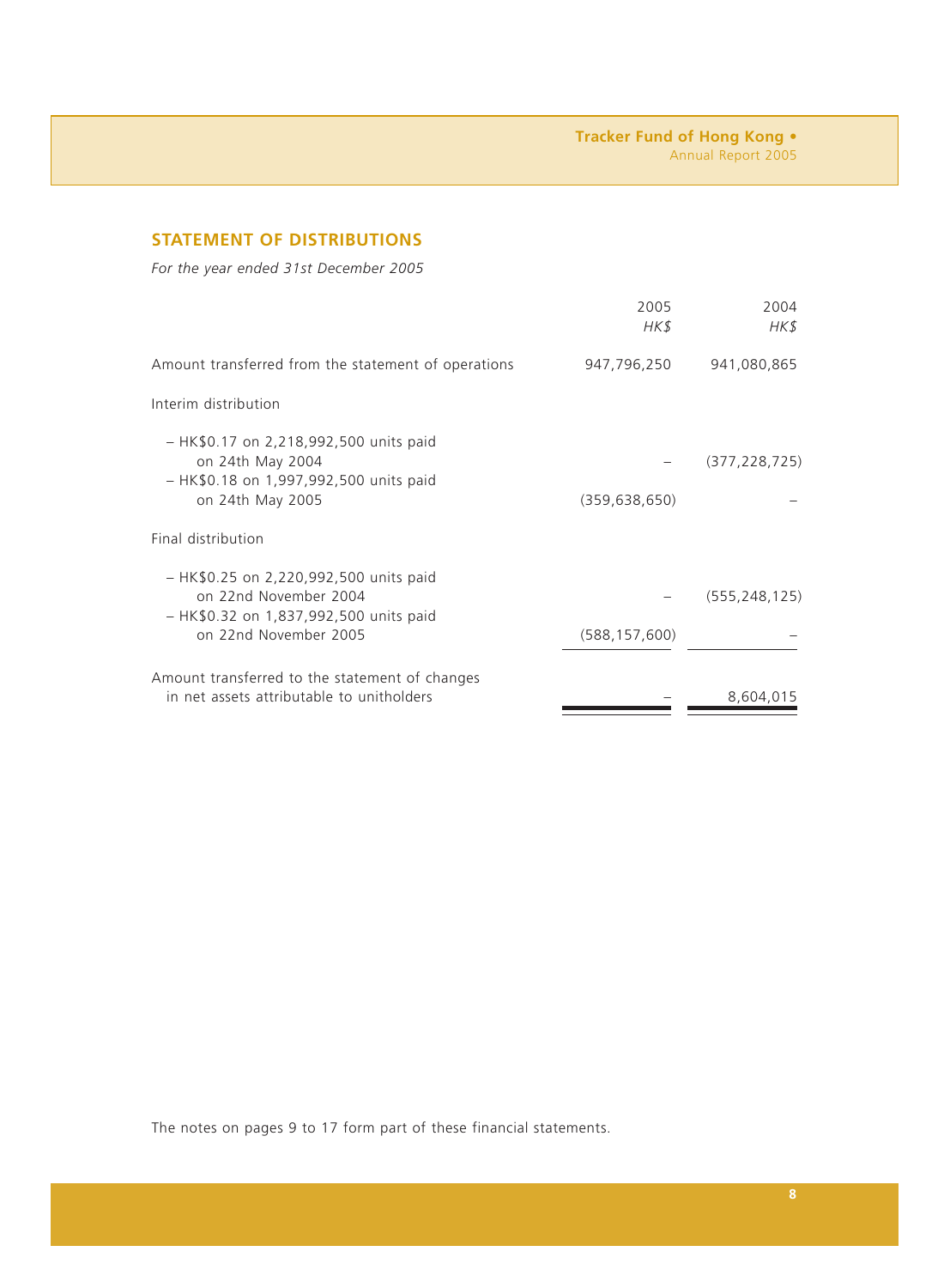## STATEMENT OF DISTRIBUTIONS

*For the year ended 31st December 2005*

| | 2005<br>*HK$* | 2004<br>*HK$* |
|---|---|---|
| Amount transferred from the statement of operations | 947,796,250 | 941,080,865 |
| Interim distribution | | |
| – HK$0.17 on 2,218,992,500 units paid on 24th May 2004 | – | (377,228,725) |
| – HK$0.18 on 1,997,992,500 units paid on 24th May 2005 | (359,638,650) | – |
| Final distribution | | |
| – HK$0.25 on 2,220,992,500 units paid on 22nd November 2004 | – | (555,248,125) |
| – HK$0.32 on 1,837,992,500 units paid on 22nd November 2005 | (588,157,600) | – |
| Amount transferred to the statement of changes in net assets attributable to unitholders | – | 8,604,015 |

The notes on pages 9 to 17 form part of these financial statements.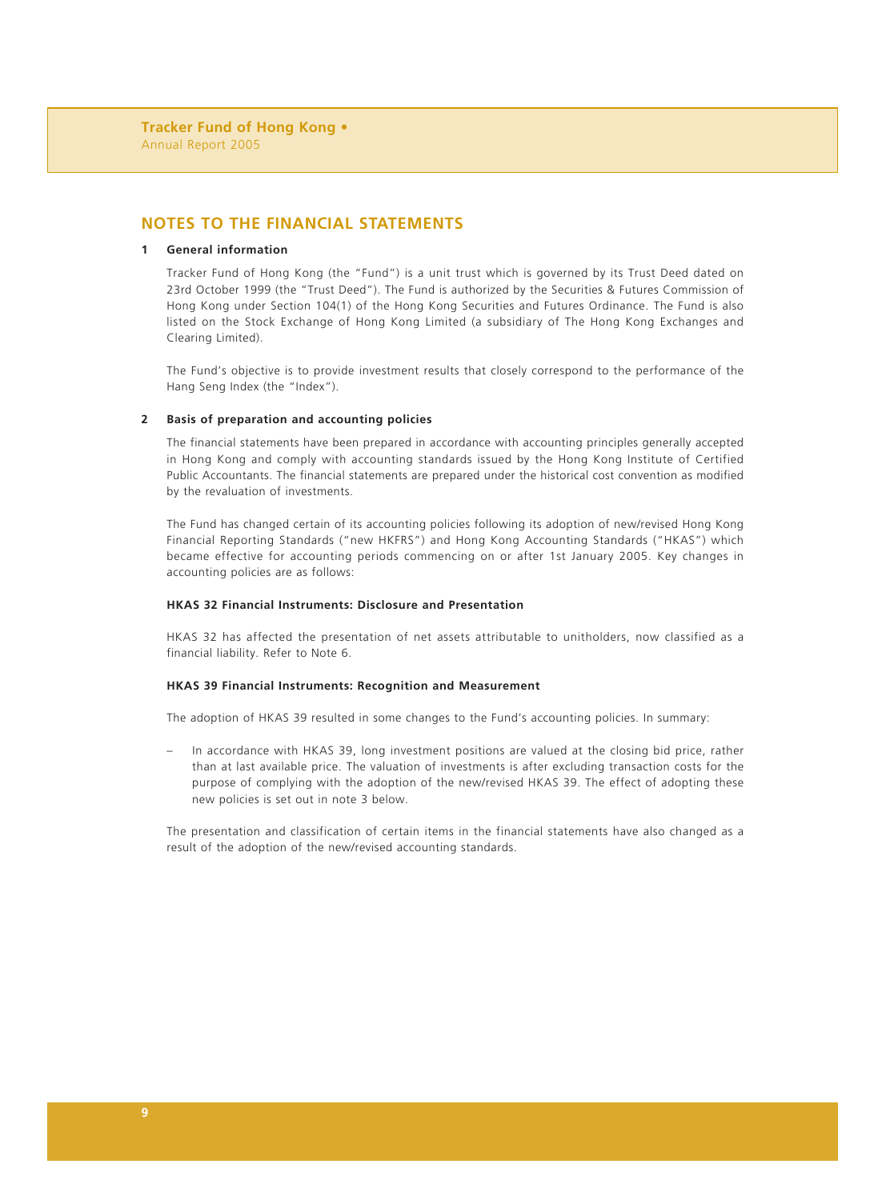## NOTES TO THE FINANCIAL STATEMENTS

### 1 General information

Tracker Fund of Hong Kong (the "Fund") is a unit trust which is governed by its Trust Deed dated on 23rd October 1999 (the "Trust Deed"). The Fund is authorized by the Securities & Futures Commission of Hong Kong under Section 104(1) of the Hong Kong Securities and Futures Ordinance. The Fund is also listed on the Stock Exchange of Hong Kong Limited (a subsidiary of The Hong Kong Exchanges and Clearing Limited).

The Fund's objective is to provide investment results that closely correspond to the performance of the Hang Seng Index (the "Index").

### 2 Basis of preparation and accounting policies

The financial statements have been prepared in accordance with accounting principles generally accepted in Hong Kong and comply with accounting standards issued by the Hong Kong Institute of Certified Public Accountants. The financial statements are prepared under the historical cost convention as modified by the revaluation of investments.

The Fund has changed certain of its accounting policies following its adoption of new/revised Hong Kong Financial Reporting Standards ("new HKFRS") and Hong Kong Accounting Standards ("HKAS") which became effective for accounting periods commencing on or after 1st January 2005. Key changes in accounting policies are as follows:

**HKAS 32 Financial Instruments: Disclosure and Presentation**

HKAS 32 has affected the presentation of net assets attributable to unitholders, now classified as a financial liability. Refer to Note 6.

**HKAS 39 Financial Instruments: Recognition and Measurement**

The adoption of HKAS 39 resulted in some changes to the Fund's accounting policies. In summary:

- In accordance with HKAS 39, long investment positions are valued at the closing bid price, rather than at last available price. The valuation of investments is after excluding transaction costs for the purpose of complying with the adoption of the new/revised HKAS 39. The effect of adopting these new policies is set out in note 3 below.

The presentation and classification of certain items in the financial statements have also changed as a result of the adoption of the new/revised accounting standards.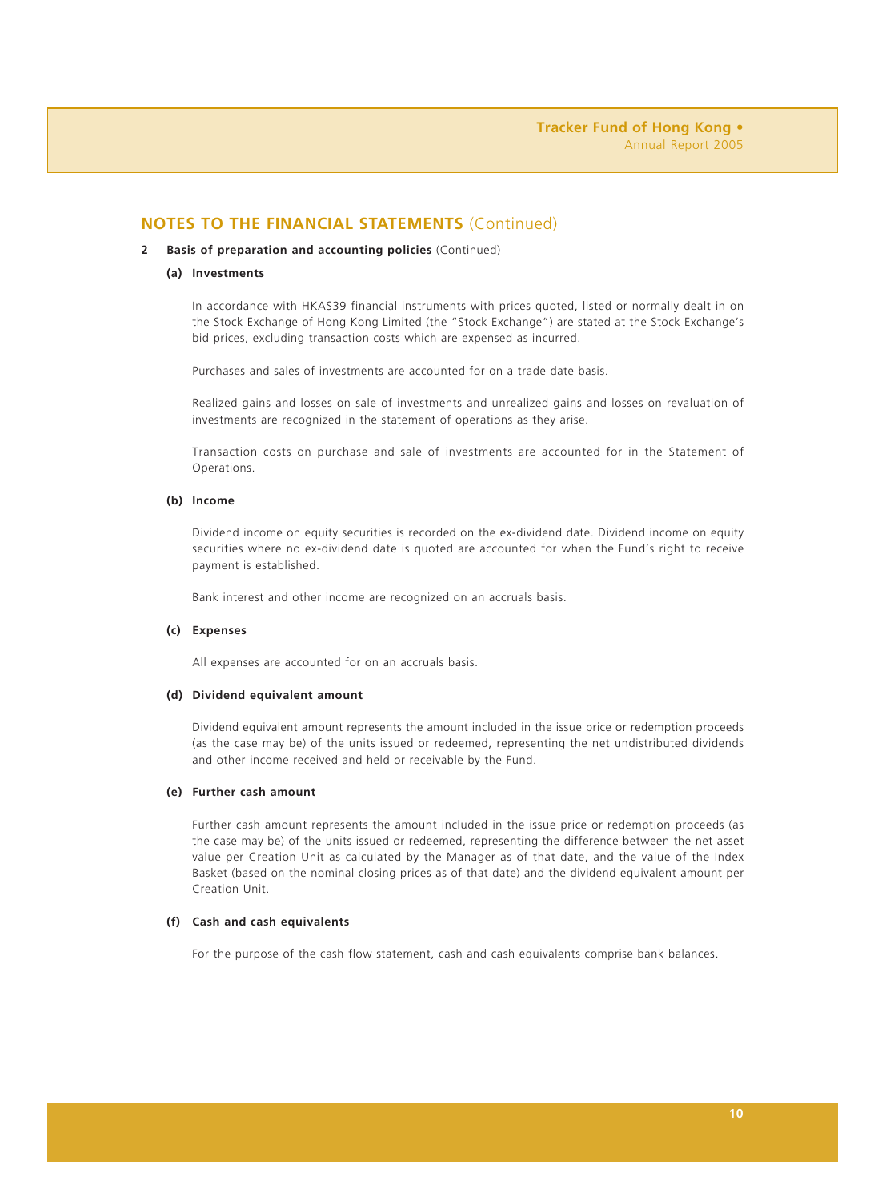## NOTES TO THE FINANCIAL STATEMENTS (Continued)

**2 Basis of preparation and accounting policies** (Continued)

**(a) Investments**

In accordance with HKAS39 financial instruments with prices quoted, listed or normally dealt in on the Stock Exchange of Hong Kong Limited (the "Stock Exchange") are stated at the Stock Exchange's bid prices, excluding transaction costs which are expensed as incurred.

Purchases and sales of investments are accounted for on a trade date basis.

Realized gains and losses on sale of investments and unrealized gains and losses on revaluation of investments are recognized in the statement of operations as they arise.

Transaction costs on purchase and sale of investments are accounted for in the Statement of Operations.

**(b) Income**

Dividend income on equity securities is recorded on the ex-dividend date. Dividend income on equity securities where no ex-dividend date is quoted are accounted for when the Fund's right to receive payment is established.

Bank interest and other income are recognized on an accruals basis.

**(c) Expenses**

All expenses are accounted for on an accruals basis.

**(d) Dividend equivalent amount**

Dividend equivalent amount represents the amount included in the issue price or redemption proceeds (as the case may be) of the units issued or redeemed, representing the net undistributed dividends and other income received and held or receivable by the Fund.

**(e) Further cash amount**

Further cash amount represents the amount included in the issue price or redemption proceeds (as the case may be) of the units issued or redeemed, representing the difference between the net asset value per Creation Unit as calculated by the Manager as of that date, and the value of the Index Basket (based on the nominal closing prices as of that date) and the dividend equivalent amount per Creation Unit.

**(f) Cash and cash equivalents**

For the purpose of the cash flow statement, cash and cash equivalents comprise bank balances.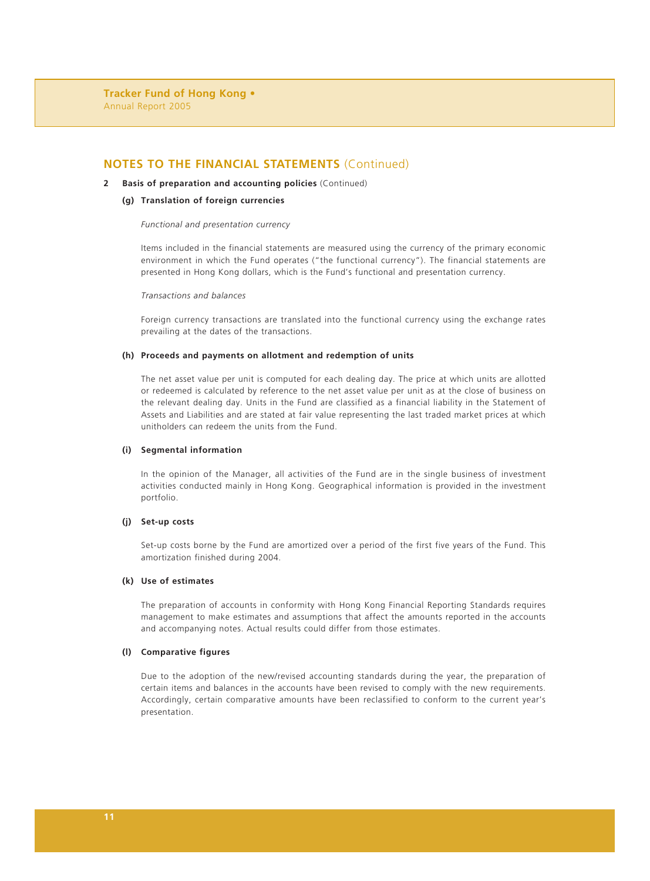## NOTES TO THE FINANCIAL STATEMENTS (Continued)

**2 Basis of preparation and accounting policies** (Continued)

**(g) Translation of foreign currencies**

*Functional and presentation currency*

Items included in the financial statements are measured using the currency of the primary economic environment in which the Fund operates ("the functional currency"). The financial statements are presented in Hong Kong dollars, which is the Fund's functional and presentation currency.

*Transactions and balances*

Foreign currency transactions are translated into the functional currency using the exchange rates prevailing at the dates of the transactions.

**(h) Proceeds and payments on allotment and redemption of units**

The net asset value per unit is computed for each dealing day. The price at which units are allotted or redeemed is calculated by reference to the net asset value per unit as at the close of business on the relevant dealing day. Units in the Fund are classified as a financial liability in the Statement of Assets and Liabilities and are stated at fair value representing the last traded market prices at which unitholders can redeem the units from the Fund.

**(i) Segmental information**

In the opinion of the Manager, all activities of the Fund are in the single business of investment activities conducted mainly in Hong Kong. Geographical information is provided in the investment portfolio.

**(j) Set-up costs**

Set-up costs borne by the Fund are amortized over a period of the first five years of the Fund. This amortization finished during 2004.

**(k) Use of estimates**

The preparation of accounts in conformity with Hong Kong Financial Reporting Standards requires management to make estimates and assumptions that affect the amounts reported in the accounts and accompanying notes. Actual results could differ from those estimates.

**(l) Comparative figures**

Due to the adoption of the new/revised accounting standards during the year, the preparation of certain items and balances in the accounts have been revised to comply with the new requirements. Accordingly, certain comparative amounts have been reclassified to conform to the current year's presentation.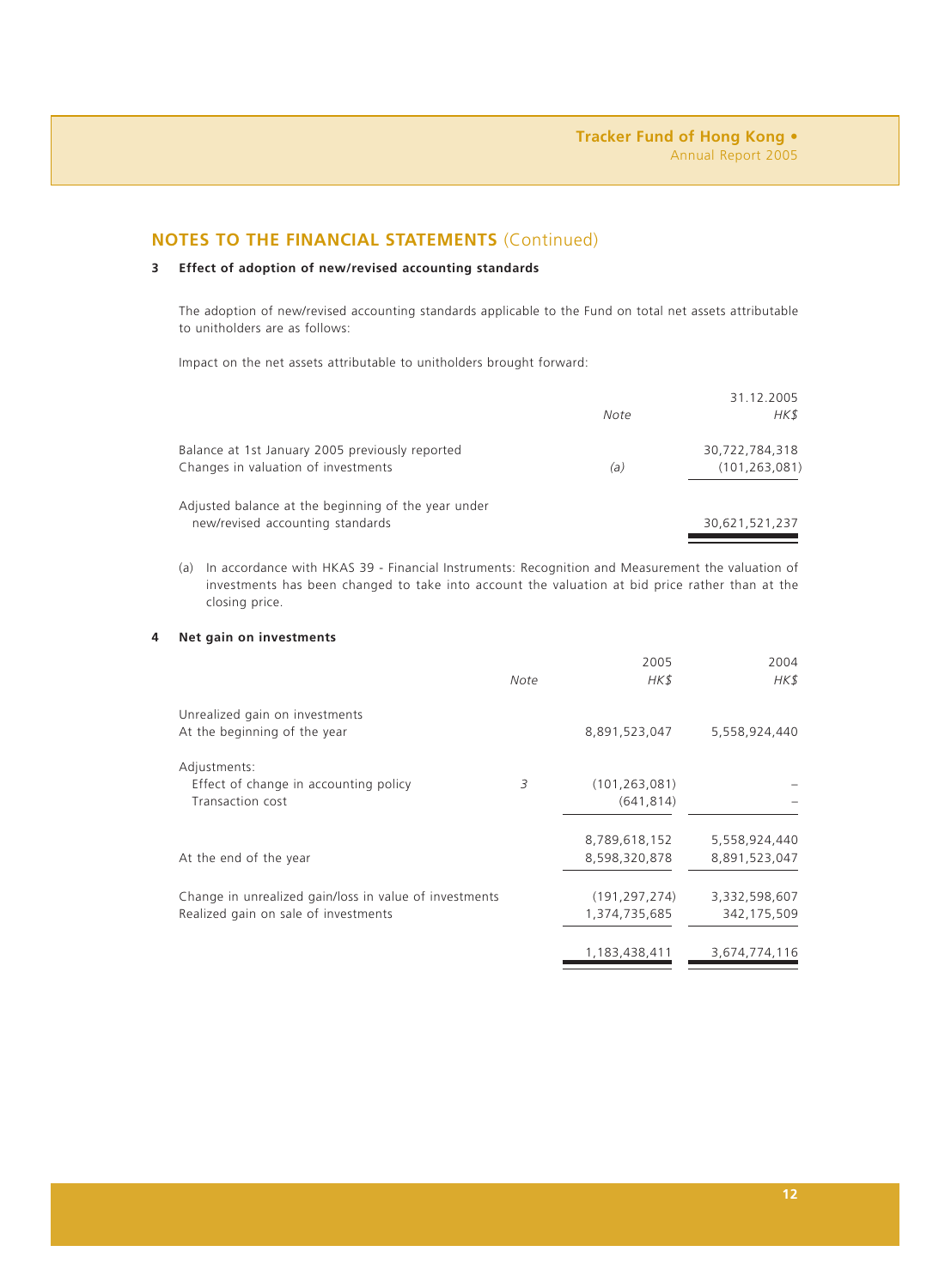## NOTES TO THE FINANCIAL STATEMENTS (Continued)

### 3 Effect of adoption of new/revised accounting standards

The adoption of new/revised accounting standards applicable to the Fund on total net assets attributable to unitholders are as follows:

Impact on the net assets attributable to unitholders brought forward:

| | *Note* | 31.12.2005 *HK$* |
|---|---|---|
| Balance at 1st January 2005 previously reported | | 30,722,784,318 |
| Changes in valuation of investments | *(a)* | (101,263,081) |
| Adjusted balance at the beginning of the year under new/revised accounting standards | | 30,621,521,237 |

(a) In accordance with HKAS 39 - Financial Instruments: Recognition and Measurement the valuation of investments has been changed to take into account the valuation at bid price rather than at the closing price.

### 4 Net gain on investments

| | *Note* | 2005 *HK$* | 2004 *HK$* |
|---|---|---|---|
| Unrealized gain on investments | | | |
| At the beginning of the year | | 8,891,523,047 | 5,558,924,440 |
| Adjustments: | | | |
| Effect of change in accounting policy | *3* | (101,263,081) | – |
| Transaction cost | | (641,814) | – |
| | | 8,789,618,152 | 5,558,924,440 |
| At the end of the year | | 8,598,320,878 | 8,891,523,047 |
| Change in unrealized gain/loss in value of investments | | (191,297,274) | 3,332,598,607 |
| Realized gain on sale of investments | | 1,374,735,685 | 342,175,509 |
| | | 1,183,438,411 | 3,674,774,116 |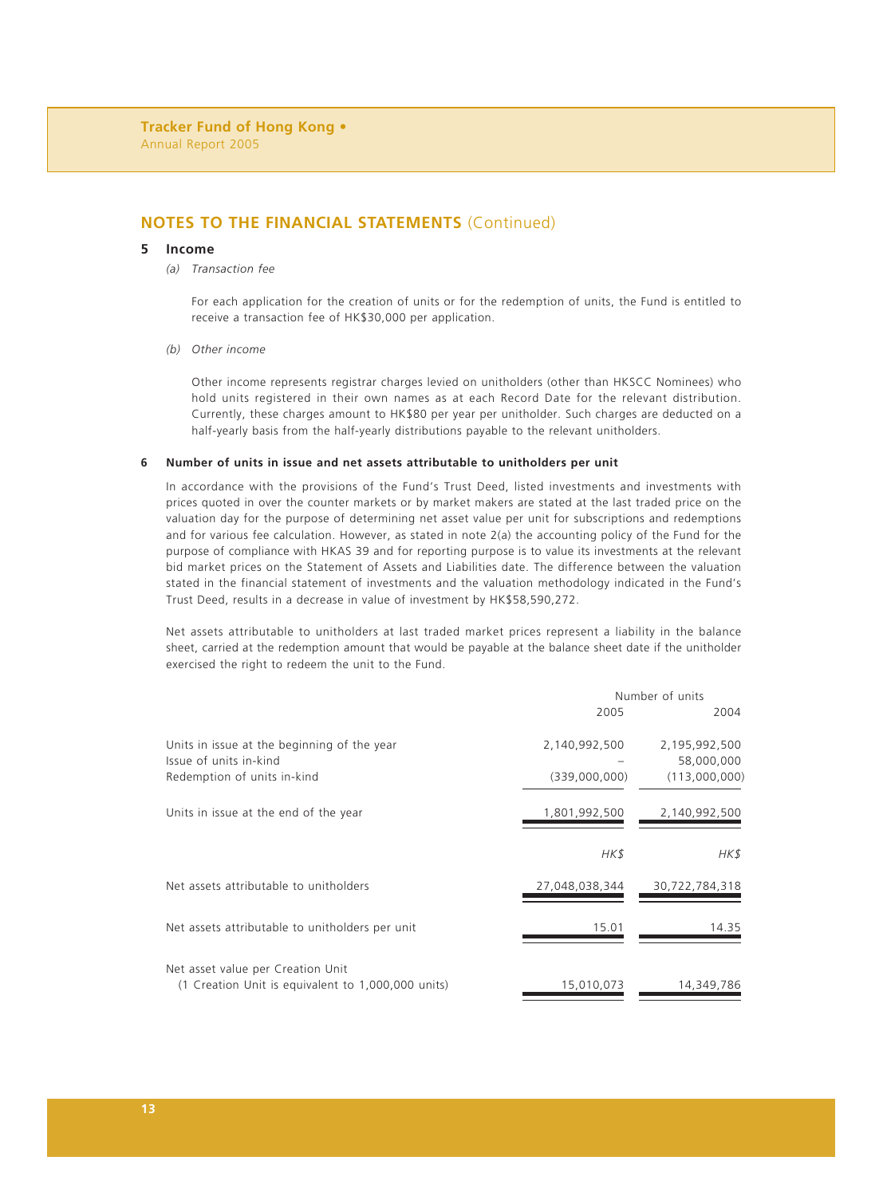## NOTES TO THE FINANCIAL STATEMENTS (Continued)

### 5 Income

*(a) Transaction fee*

For each application for the creation of units or for the redemption of units, the Fund is entitled to receive a transaction fee of HK$30,000 per application.

*(b) Other income*

Other income represents registrar charges levied on unitholders (other than HKSCC Nominees) who hold units registered in their own names as at each Record Date for the relevant distribution. Currently, these charges amount to HK$80 per year per unitholder. Such charges are deducted on a half-yearly basis from the half-yearly distributions payable to the relevant unitholders.

### 6 Number of units in issue and net assets attributable to unitholders per unit

In accordance with the provisions of the Fund's Trust Deed, listed investments and investments with prices quoted in over the counter markets or by market makers are stated at the last traded price on the valuation day for the purpose of determining net asset value per unit for subscriptions and redemptions and for various fee calculation. However, as stated in note 2(a) the accounting policy of the Fund for the purpose of compliance with HKAS 39 and for reporting purpose is to value its investments at the relevant bid market prices on the Statement of Assets and Liabilities date. The difference between the valuation stated in the financial statement of investments and the valuation methodology indicated in the Fund's Trust Deed, results in a decrease in value of investment by HK$58,590,272.

Net assets attributable to unitholders at last traded market prices represent a liability in the balance sheet, carried at the redemption amount that would be payable at the balance sheet date if the unitholder exercised the right to redeem the unit to the Fund.

| | Number of units | |
|---|---|---|
| | 2005 | 2004 |
| Units in issue at the beginning of the year | 2,140,992,500 | 2,195,992,500 |
| Issue of units in-kind | – | 58,000,000 |
| Redemption of units in-kind | (339,000,000) | (113,000,000) |
| Units in issue at the end of the year | 1,801,992,500 | 2,140,992,500 |
| | *HK$* | *HK$* |
| Net assets attributable to unitholders | 27,048,038,344 | 30,722,784,318 |
| Net assets attributable to unitholders per unit | 15.01 | 14.35 |
| Net asset value per Creation Unit (1 Creation Unit is equivalent to 1,000,000 units) | 15,010,073 | 14,349,786 |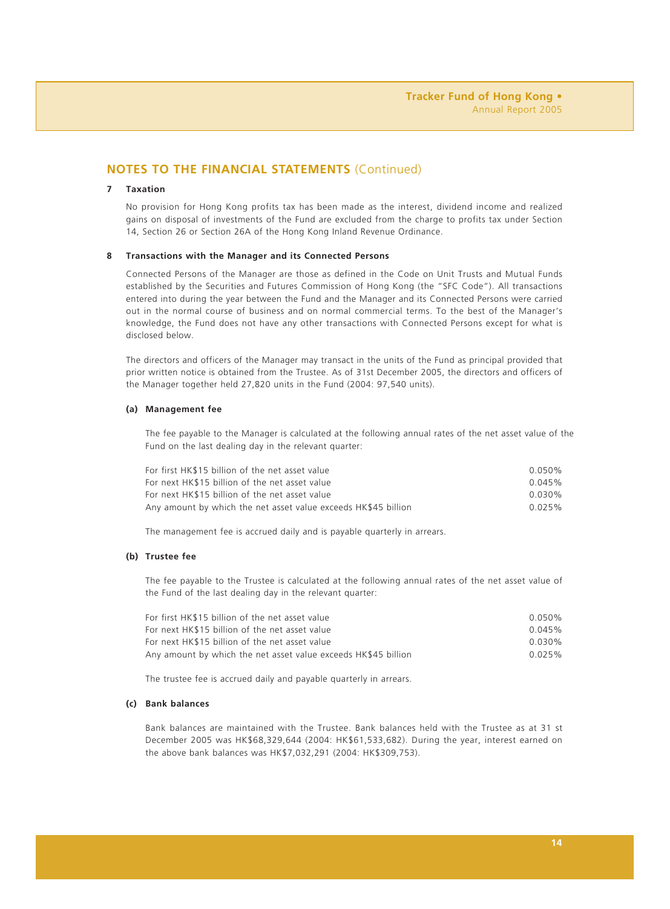## NOTES TO THE FINANCIAL STATEMENTS (Continued)

### 7 Taxation

No provision for Hong Kong profits tax has been made as the interest, dividend income and realized gains on disposal of investments of the Fund are excluded from the charge to profits tax under Section 14, Section 26 or Section 26A of the Hong Kong Inland Revenue Ordinance.

### 8 Transactions with the Manager and its Connected Persons

Connected Persons of the Manager are those as defined in the Code on Unit Trusts and Mutual Funds established by the Securities and Futures Commission of Hong Kong (the "SFC Code"). All transactions entered into during the year between the Fund and the Manager and its Connected Persons were carried out in the normal course of business and on normal commercial terms. To the best of the Manager's knowledge, the Fund does not have any other transactions with Connected Persons except for what is disclosed below.

The directors and officers of the Manager may transact in the units of the Fund as principal provided that prior written notice is obtained from the Trustee. As of 31st December 2005, the directors and officers of the Manager together held 27,820 units in the Fund (2004: 97,540 units).

#### (a) Management fee

The fee payable to the Manager is calculated at the following annual rates of the net asset value of the Fund on the last dealing day in the relevant quarter:

| | |
|---|---|
| For first HK$15 billion of the net asset value | 0.050% |
| For next HK$15 billion of the net asset value | 0.045% |
| For next HK$15 billion of the net asset value | 0.030% |
| Any amount by which the net asset value exceeds HK$45 billion | 0.025% |

The management fee is accrued daily and is payable quarterly in arrears.

#### (b) Trustee fee

The fee payable to the Trustee is calculated at the following annual rates of the net asset value of the Fund of the last dealing day in the relevant quarter:

| | |
|---|---|
| For first HK$15 billion of the net asset value | 0.050% |
| For next HK$15 billion of the net asset value | 0.045% |
| For next HK$15 billion of the net asset value | 0.030% |
| Any amount by which the net asset value exceeds HK$45 billion | 0.025% |

The trustee fee is accrued daily and payable quarterly in arrears.

#### (c) Bank balances

Bank balances are maintained with the Trustee. Bank balances held with the Trustee as at 31 st December 2005 was HK$68,329,644 (2004: HK$61,533,682). During the year, interest earned on the above bank balances was HK$7,032,291 (2004: HK$309,753).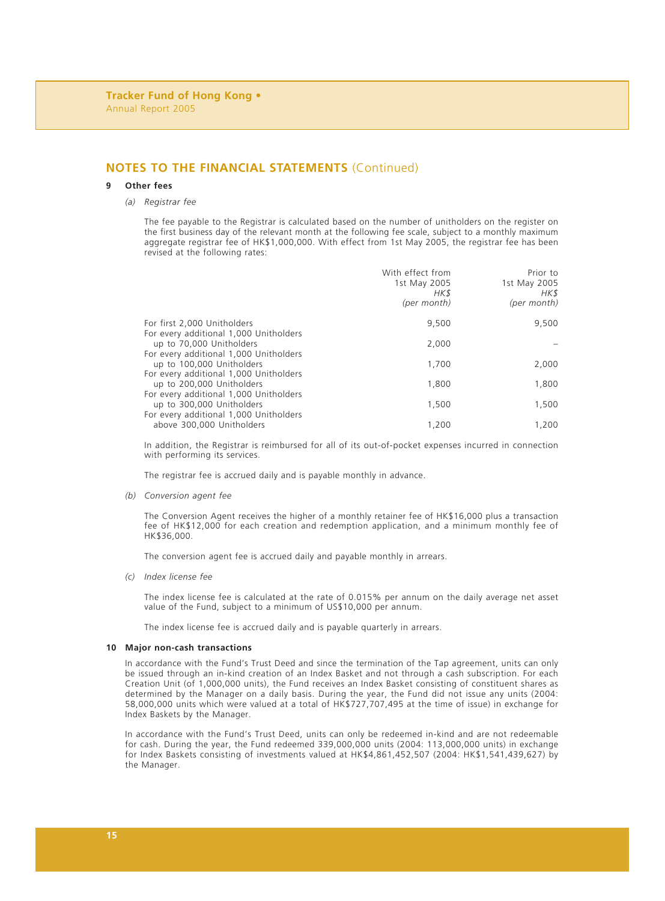## NOTES TO THE FINANCIAL STATEMENTS (Continued)

### 9 Other fees

*(a) Registrar fee*

The fee payable to the Registrar is calculated based on the number of unitholders on the register on the first business day of the relevant month at the following fee scale, subject to a monthly maximum aggregate registrar fee of HK$1,000,000. With effect from 1st May 2005, the registrar fee has been revised at the following rates:

| | With effect from 1st May 2005 *HK$* *(per month)* | Prior to 1st May 2005 *HK$* *(per month)* |
|---|---|---|
| For first 2,000 Unitholders | 9,500 | 9,500 |
| For every additional 1,000 Unitholders up to 70,000 Unitholders | 2,000 | – |
| For every additional 1,000 Unitholders up to 100,000 Unitholders | 1,700 | 2,000 |
| For every additional 1,000 Unitholders up to 200,000 Unitholders | 1,800 | 1,800 |
| For every additional 1,000 Unitholders up to 300,000 Unitholders | 1,500 | 1,500 |
| For every additional 1,000 Unitholders above 300,000 Unitholders | 1,200 | 1,200 |

In addition, the Registrar is reimbursed for all of its out-of-pocket expenses incurred in connection with performing its services.

The registrar fee is accrued daily and is payable monthly in advance.

*(b) Conversion agent fee*

The Conversion Agent receives the higher of a monthly retainer fee of HK$16,000 plus a transaction fee of HK$12,000 for each creation and redemption application, and a minimum monthly fee of HK$36,000.

The conversion agent fee is accrued daily and payable monthly in arrears.

*(c) Index license fee*

The index license fee is calculated at the rate of 0.015% per annum on the daily average net asset value of the Fund, subject to a minimum of US$10,000 per annum.

The index license fee is accrued daily and is payable quarterly in arrears.

### 10 Major non-cash transactions

In accordance with the Fund's Trust Deed and since the termination of the Tap agreement, units can only be issued through an in-kind creation of an Index Basket and not through a cash subscription. For each Creation Unit (of 1,000,000 units), the Fund receives an Index Basket consisting of constituent shares as determined by the Manager on a daily basis. During the year, the Fund did not issue any units (2004: 58,000,000 units which were valued at a total of HK$727,707,495 at the time of issue) in exchange for Index Baskets by the Manager.

In accordance with the Fund's Trust Deed, units can only be redeemed in-kind and are not redeemable for cash. During the year, the Fund redeemed 339,000,000 units (2004: 113,000,000 units) in exchange for Index Baskets consisting of investments valued at HK$4,861,452,507 (2004: HK$1,541,439,627) by the Manager.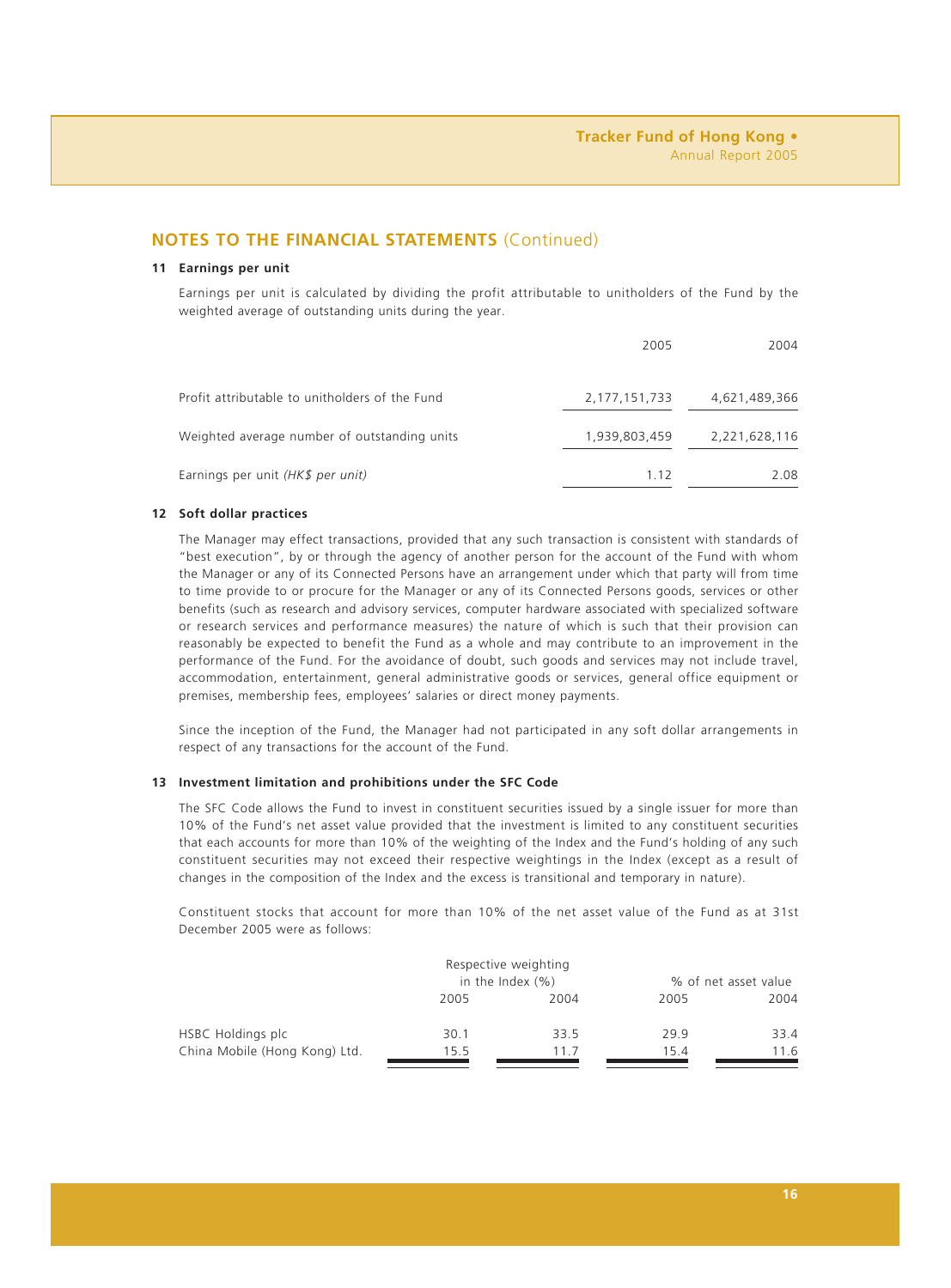## NOTES TO THE FINANCIAL STATEMENTS (Continued)

### 11 Earnings per unit

Earnings per unit is calculated by dividing the profit attributable to unitholders of the Fund by the weighted average of outstanding units during the year.

| | 2005 | 2004 |
|---|---|---|
| Profit attributable to unitholders of the Fund | 2,177,151,733 | 4,621,489,366 |
| Weighted average number of outstanding units | 1,939,803,459 | 2,221,628,116 |
| Earnings per unit *(HK$ per unit)* | 1.12 | 2.08 |

### 12 Soft dollar practices

The Manager may effect transactions, provided that any such transaction is consistent with standards of "best execution", by or through the agency of another person for the account of the Fund with whom the Manager or any of its Connected Persons have an arrangement under which that party will from time to time provide to or procure for the Manager or any of its Connected Persons goods, services or other benefits (such as research and advisory services, computer hardware associated with specialized software or research services and performance measures) the nature of which is such that their provision can reasonably be expected to benefit the Fund as a whole and may contribute to an improvement in the performance of the Fund. For the avoidance of doubt, such goods and services may not include travel, accommodation, entertainment, general administrative goods or services, general office equipment or premises, membership fees, employees' salaries or direct money payments.

Since the inception of the Fund, the Manager had not participated in any soft dollar arrangements in respect of any transactions for the account of the Fund.

### 13 Investment limitation and prohibitions under the SFC Code

The SFC Code allows the Fund to invest in constituent securities issued by a single issuer for more than 10% of the Fund's net asset value provided that the investment is limited to any constituent securities that each accounts for more than 10% of the weighting of the Index and the Fund's holding of any such constituent securities may not exceed their respective weightings in the Index (except as a result of changes in the composition of the Index and the excess is transitional and temporary in nature).

Constituent stocks that account for more than 10% of the net asset value of the Fund as at 31st December 2005 were as follows:

| | Respective weighting in the Index (%) | | % of net asset value | |
|---|---|---|---|---|
| | 2005 | 2004 | 2005 | 2004 |
| HSBC Holdings plc | 30.1 | 33.5 | 29.9 | 33.4 |
| China Mobile (Hong Kong) Ltd. | 15.5 | 11.7 | 15.4 | 11.6 |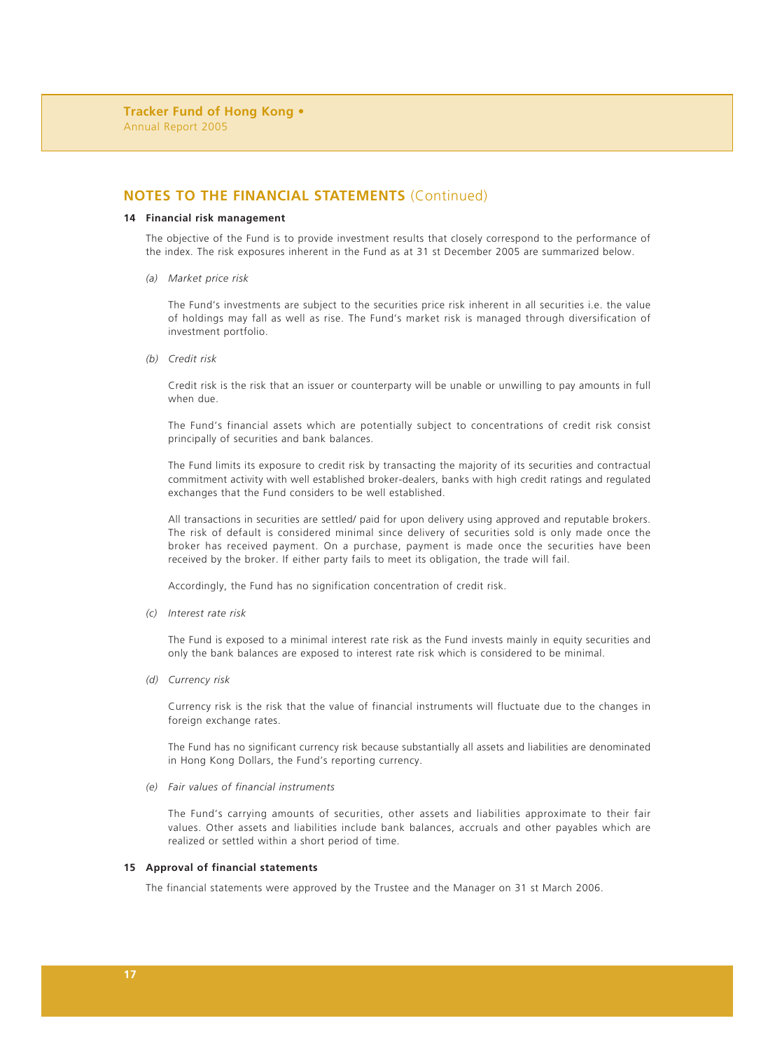## NOTES TO THE FINANCIAL STATEMENTS (Continued)

### 14 Financial risk management

The objective of the Fund is to provide investment results that closely correspond to the performance of the index. The risk exposures inherent in the Fund as at 31 st December 2005 are summarized below.

*(a) Market price risk*

The Fund's investments are subject to the securities price risk inherent in all securities i.e. the value of holdings may fall as well as rise. The Fund's market risk is managed through diversification of investment portfolio.

*(b) Credit risk*

Credit risk is the risk that an issuer or counterparty will be unable or unwilling to pay amounts in full when due.

The Fund's financial assets which are potentially subject to concentrations of credit risk consist principally of securities and bank balances.

The Fund limits its exposure to credit risk by transacting the majority of its securities and contractual commitment activity with well established broker-dealers, banks with high credit ratings and regulated exchanges that the Fund considers to be well established.

All transactions in securities are settled/ paid for upon delivery using approved and reputable brokers. The risk of default is considered minimal since delivery of securities sold is only made once the broker has received payment. On a purchase, payment is made once the securities have been received by the broker. If either party fails to meet its obligation, the trade will fail.

Accordingly, the Fund has no signification concentration of credit risk.

*(c) Interest rate risk*

The Fund is exposed to a minimal interest rate risk as the Fund invests mainly in equity securities and only the bank balances are exposed to interest rate risk which is considered to be minimal.

*(d) Currency risk*

Currency risk is the risk that the value of financial instruments will fluctuate due to the changes in foreign exchange rates.

The Fund has no significant currency risk because substantially all assets and liabilities are denominated in Hong Kong Dollars, the Fund's reporting currency.

*(e) Fair values of financial instruments*

The Fund's carrying amounts of securities, other assets and liabilities approximate to their fair values. Other assets and liabilities include bank balances, accruals and other payables which are realized or settled within a short period of time.

### 15 Approval of financial statements

The financial statements were approved by the Trustee and the Manager on 31 st March 2006.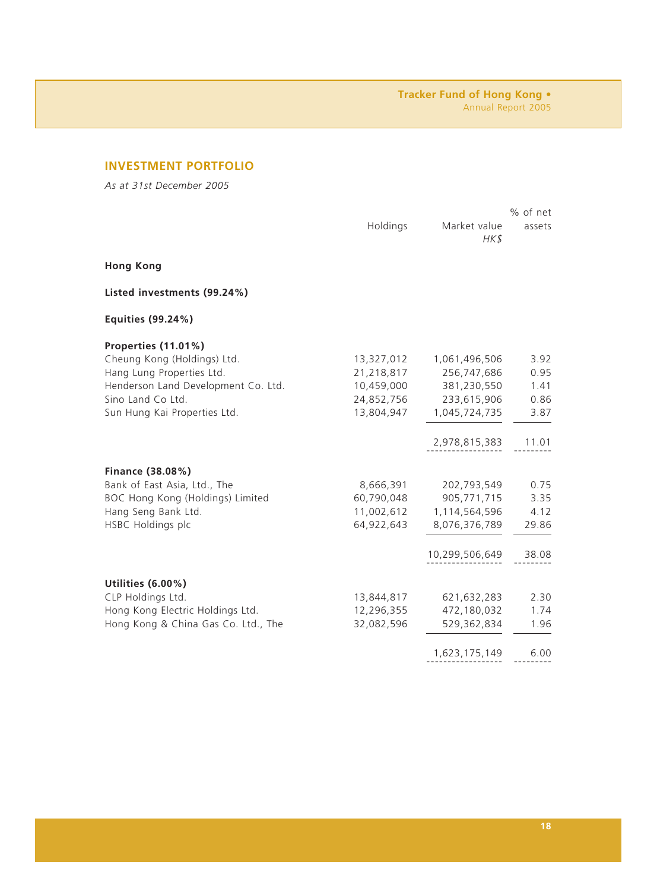## INVESTMENT PORTFOLIO

*As at 31st December 2005*

| | Holdings | Market value *HK$* | % of net assets |
|---|---|---|---|
| **Hong Kong** | | | |
| **Listed investments (99.24%)** | | | |
| **Equities (99.24%)** | | | |
| **Properties (11.01%)** | | | |
| Cheung Kong (Holdings) Ltd. | 13,327,012 | 1,061,496,506 | 3.92 |
| Hang Lung Properties Ltd. | 21,218,817 | 256,747,686 | 0.95 |
| Henderson Land Development Co. Ltd. | 10,459,000 | 381,230,550 | 1.41 |
| Sino Land Co Ltd. | 24,852,756 | 233,615,906 | 0.86 |
| Sun Hung Kai Properties Ltd. | 13,804,947 | 1,045,724,735 | 3.87 |
| | | 2,978,815,383 | 11.01 |
| **Finance (38.08%)** | | | |
| Bank of East Asia, Ltd., The | 8,666,391 | 202,793,549 | 0.75 |
| BOC Hong Kong (Holdings) Limited | 60,790,048 | 905,771,715 | 3.35 |
| Hang Seng Bank Ltd. | 11,002,612 | 1,114,564,596 | 4.12 |
| HSBC Holdings plc | 64,922,643 | 8,076,376,789 | 29.86 |
| | | 10,299,506,649 | 38.08 |
| **Utilities (6.00%)** | | | |
| CLP Holdings Ltd. | 13,844,817 | 621,632,283 | 2.30 |
| Hong Kong Electric Holdings Ltd. | 12,296,355 | 472,180,032 | 1.74 |
| Hong Kong & China Gas Co. Ltd., The | 32,082,596 | 529,362,834 | 1.96 |
| | | 1,623,175,149 | 6.00 |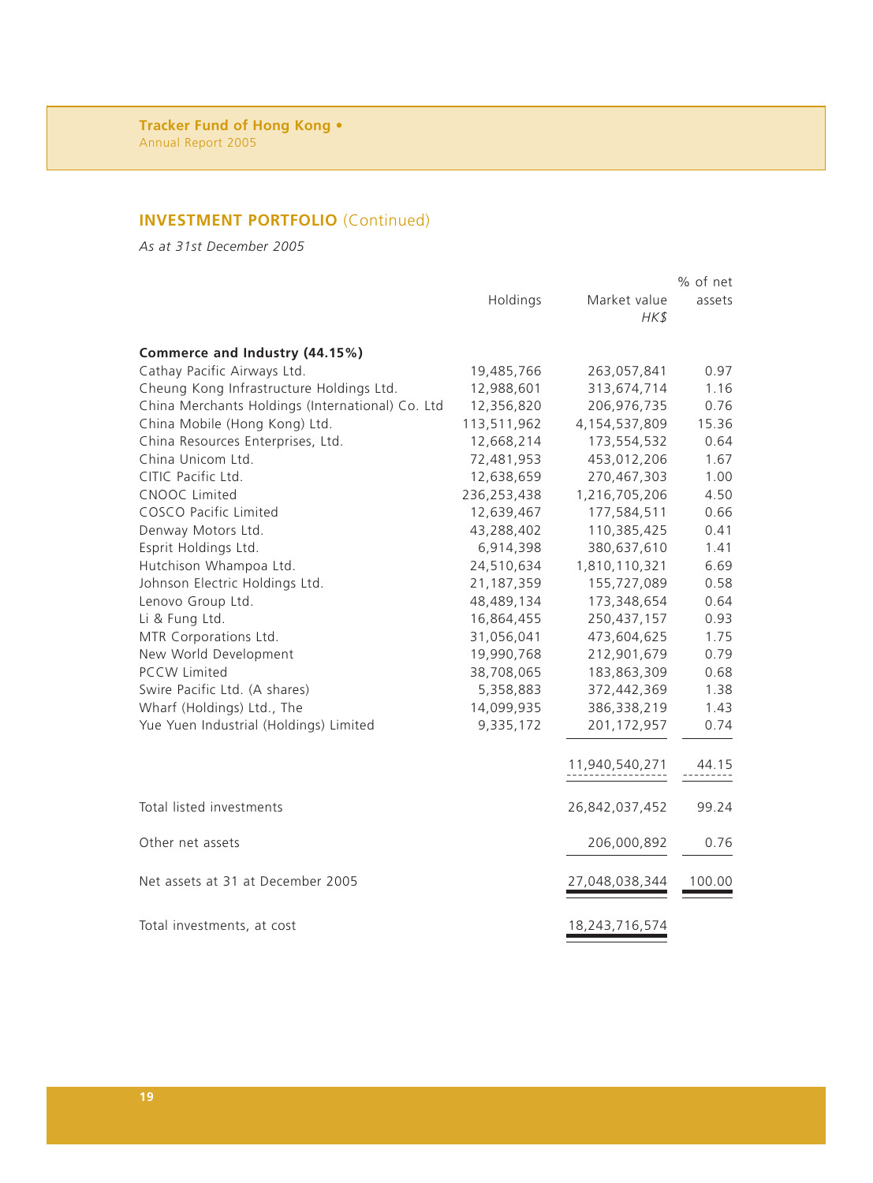## INVESTMENT PORTFOLIO (Continued)

*As at 31st December 2005*

| | Holdings | Market value *HK$* | % of net assets |
|---|---|---|---|
| **Commerce and Industry (44.15%)** | | | |
| Cathay Pacific Airways Ltd. | 19,485,766 | 263,057,841 | 0.97 |
| Cheung Kong Infrastructure Holdings Ltd. | 12,988,601 | 313,674,714 | 1.16 |
| China Merchants Holdings (International) Co. Ltd | 12,356,820 | 206,976,735 | 0.76 |
| China Mobile (Hong Kong) Ltd. | 113,511,962 | 4,154,537,809 | 15.36 |
| China Resources Enterprises, Ltd. | 12,668,214 | 173,554,532 | 0.64 |
| China Unicom Ltd. | 72,481,953 | 453,012,206 | 1.67 |
| CITIC Pacific Ltd. | 12,638,659 | 270,467,303 | 1.00 |
| CNOOC Limited | 236,253,438 | 1,216,705,206 | 4.50 |
| COSCO Pacific Limited | 12,639,467 | 177,584,511 | 0.66 |
| Denway Motors Ltd. | 43,288,402 | 110,385,425 | 0.41 |
| Esprit Holdings Ltd. | 6,914,398 | 380,637,610 | 1.41 |
| Hutchison Whampoa Ltd. | 24,510,634 | 1,810,110,321 | 6.69 |
| Johnson Electric Holdings Ltd. | 21,187,359 | 155,727,089 | 0.58 |
| Lenovo Group Ltd. | 48,489,134 | 173,348,654 | 0.64 |
| Li & Fung Ltd. | 16,864,455 | 250,437,157 | 0.93 |
| MTR Corporations Ltd. | 31,056,041 | 473,604,625 | 1.75 |
| New World Development | 19,990,768 | 212,901,679 | 0.79 |
| PCCW Limited | 38,708,065 | 183,863,309 | 0.68 |
| Swire Pacific Ltd. (A shares) | 5,358,883 | 372,442,369 | 1.38 |
| Wharf (Holdings) Ltd., The | 14,099,935 | 386,338,219 | 1.43 |
| Yue Yuen Industrial (Holdings) Limited | 9,335,172 | 201,172,957 | 0.74 |
| | | 11,940,540,271 | 44.15 |
| Total listed investments | | 26,842,037,452 | 99.24 |
| Other net assets | | 206,000,892 | 0.76 |
| Net assets at 31 at December 2005 | | 27,048,038,344 | 100.00 |
| Total investments, at cost | | 18,243,716,574 | |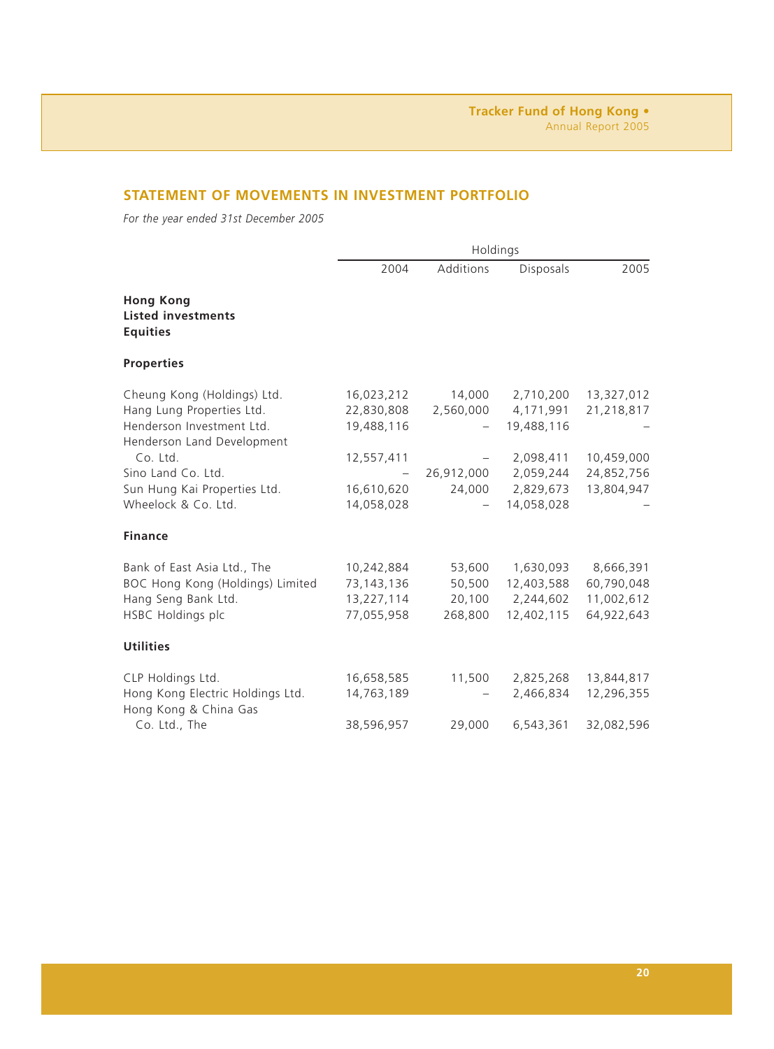## STATEMENT OF MOVEMENTS IN INVESTMENT PORTFOLIO

*For the year ended 31st December 2005*

| | Holdings | | | |
|---|---|---|---|---|
| | 2004 | Additions | Disposals | 2005 |
| **Hong Kong** | | | | |
| **Listed investments** | | | | |
| **Equities** | | | | |
| **Properties** | | | | |
| Cheung Kong (Holdings) Ltd. | 16,023,212 | 14,000 | 2,710,200 | 13,327,012 |
| Hang Lung Properties Ltd. | 22,830,808 | 2,560,000 | 4,171,991 | 21,218,817 |
| Henderson Investment Ltd. | 19,488,116 | – | 19,488,116 | – |
| Henderson Land Development Co. Ltd. | 12,557,411 | – | 2,098,411 | 10,459,000 |
| Sino Land Co. Ltd. | – | 26,912,000 | 2,059,244 | 24,852,756 |
| Sun Hung Kai Properties Ltd. | 16,610,620 | 24,000 | 2,829,673 | 13,804,947 |
| Wheelock & Co. Ltd. | 14,058,028 | – | 14,058,028 | – |
| **Finance** | | | | |
| Bank of East Asia Ltd., The | 10,242,884 | 53,600 | 1,630,093 | 8,666,391 |
| BOC Hong Kong (Holdings) Limited | 73,143,136 | 50,500 | 12,403,588 | 60,790,048 |
| Hang Seng Bank Ltd. | 13,227,114 | 20,100 | 2,244,602 | 11,002,612 |
| HSBC Holdings plc | 77,055,958 | 268,800 | 12,402,115 | 64,922,643 |
| **Utilities** | | | | |
| CLP Holdings Ltd. | 16,658,585 | 11,500 | 2,825,268 | 13,844,817 |
| Hong Kong Electric Holdings Ltd. | 14,763,189 | – | 2,466,834 | 12,296,355 |
| Hong Kong & China Gas Co. Ltd., The | 38,596,957 | 29,000 | 6,543,361 | 32,082,596 |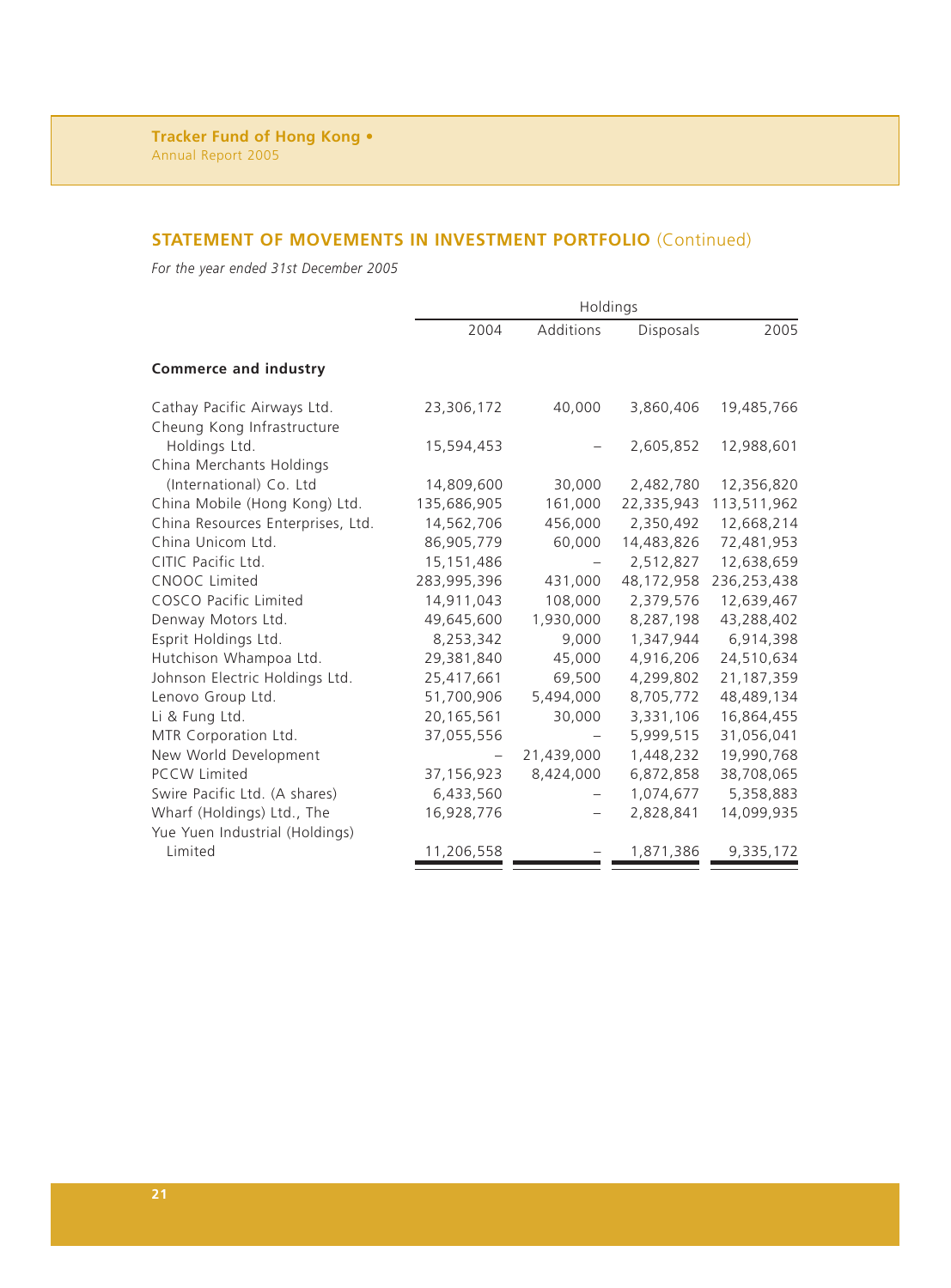## STATEMENT OF MOVEMENTS IN INVESTMENT PORTFOLIO (Continued)

*For the year ended 31st December 2005*

| | Holdings | | | |
|---|---|---|---|---|
| | 2004 | Additions | Disposals | 2005 |
| **Commerce and industry** | | | | |
| Cathay Pacific Airways Ltd. | 23,306,172 | 40,000 | 3,860,406 | 19,485,766 |
| Cheung Kong Infrastructure Holdings Ltd. | 15,594,453 | – | 2,605,852 | 12,988,601 |
| China Merchants Holdings (International) Co. Ltd | 14,809,600 | 30,000 | 2,482,780 | 12,356,820 |
| China Mobile (Hong Kong) Ltd. | 135,686,905 | 161,000 | 22,335,943 | 113,511,962 |
| China Resources Enterprises, Ltd. | 14,562,706 | 456,000 | 2,350,492 | 12,668,214 |
| China Unicom Ltd. | 86,905,779 | 60,000 | 14,483,826 | 72,481,953 |
| CITIC Pacific Ltd. | 15,151,486 | – | 2,512,827 | 12,638,659 |
| CNOOC Limited | 283,995,396 | 431,000 | 48,172,958 | 236,253,438 |
| COSCO Pacific Limited | 14,911,043 | 108,000 | 2,379,576 | 12,639,467 |
| Denway Motors Ltd. | 49,645,600 | 1,930,000 | 8,287,198 | 43,288,402 |
| Esprit Holdings Ltd. | 8,253,342 | 9,000 | 1,347,944 | 6,914,398 |
| Hutchison Whampoa Ltd. | 29,381,840 | 45,000 | 4,916,206 | 24,510,634 |
| Johnson Electric Holdings Ltd. | 25,417,661 | 69,500 | 4,299,802 | 21,187,359 |
| Lenovo Group Ltd. | 51,700,906 | 5,494,000 | 8,705,772 | 48,489,134 |
| Li & Fung Ltd. | 20,165,561 | 30,000 | 3,331,106 | 16,864,455 |
| MTR Corporation Ltd. | 37,055,556 | – | 5,999,515 | 31,056,041 |
| New World Development | – | 21,439,000 | 1,448,232 | 19,990,768 |
| PCCW Limited | 37,156,923 | 8,424,000 | 6,872,858 | 38,708,065 |
| Swire Pacific Ltd. (A shares) | 6,433,560 | – | 1,074,677 | 5,358,883 |
| Wharf (Holdings) Ltd., The | 16,928,776 | – | 2,828,841 | 14,099,935 |
| Yue Yuen Industrial (Holdings) Limited | 11,206,558 | – | 1,871,386 | 9,335,172 |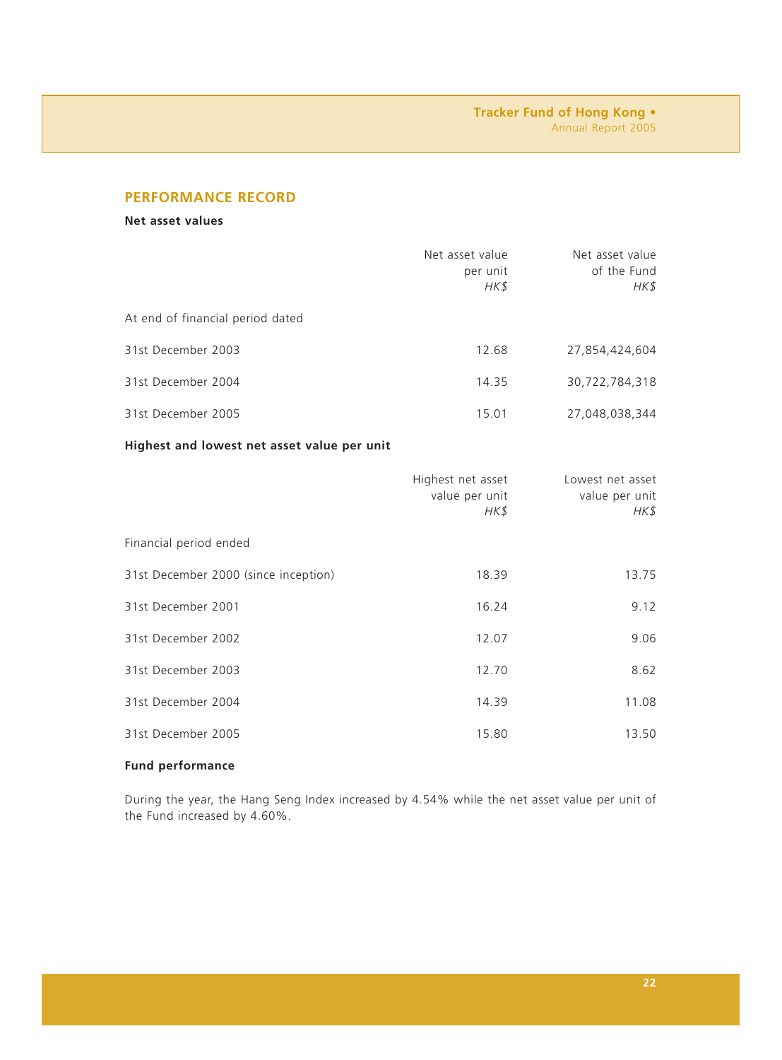## PERFORMANCE RECORD

### Net asset values

| | Net asset value per unit *HK$* | Net asset value of the Fund *HK$* |
|---|---|---|
| At end of financial period dated | | |
| 31st December 2003 | 12.68 | 27,854,424,604 |
| 31st December 2004 | 14.35 | 30,722,784,318 |
| 31st December 2005 | 15.01 | 27,048,038,344 |

### Highest and lowest net asset value per unit

| | Highest net asset value per unit *HK$* | Lowest net asset value per unit *HK$* |
|---|---|---|
| Financial period ended | | |
| 31st December 2000 (since inception) | 18.39 | 13.75 |
| 31st December 2001 | 16.24 | 9.12 |
| 31st December 2002 | 12.07 | 9.06 |
| 31st December 2003 | 12.70 | 8.62 |
| 31st December 2004 | 14.39 | 11.08 |
| 31st December 2005 | 15.80 | 13.50 |

### Fund performance

During the year, the Hang Seng Index increased by 4.54% while the net asset value per unit of the Fund increased by 4.60%.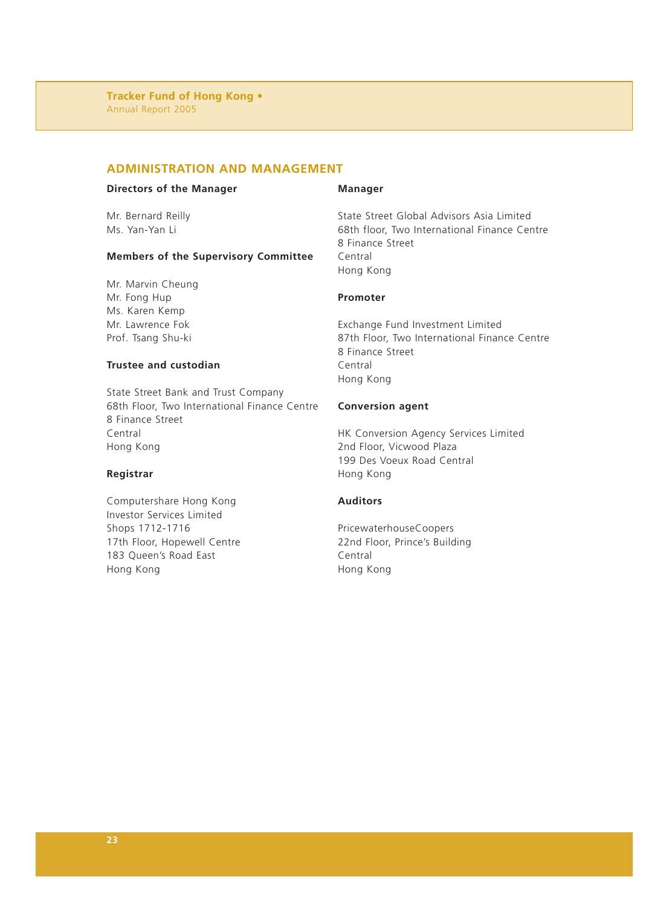## ADMINISTRATION AND MANAGEMENT

**Directors of the Manager**

Mr. Bernard Reilly
Ms. Yan-Yan Li

**Members of the Supervisory Committee**

Mr. Marvin Cheung
Mr. Fong Hup
Ms. Karen Kemp
Mr. Lawrence Fok
Prof. Tsang Shu-ki

**Trustee and custodian**

State Street Bank and Trust Company
68th Floor, Two International Finance Centre
8 Finance Street
Central
Hong Kong

**Registrar**

Computershare Hong Kong
Investor Services Limited
Shops 1712-1716
17th Floor, Hopewell Centre
183 Queen's Road East
Hong Kong

**Manager**

State Street Global Advisors Asia Limited
68th floor, Two International Finance Centre
8 Finance Street
Central
Hong Kong

**Promoter**

Exchange Fund Investment Limited
87th Floor, Two International Finance Centre
8 Finance Street
Central
Hong Kong

**Conversion agent**

HK Conversion Agency Services Limited
2nd Floor, Vicwood Plaza
199 Des Voeux Road Central
Hong Kong

**Auditors**

PricewaterhouseCoopers
22nd Floor, Prince's Building
Central
Hong Kong